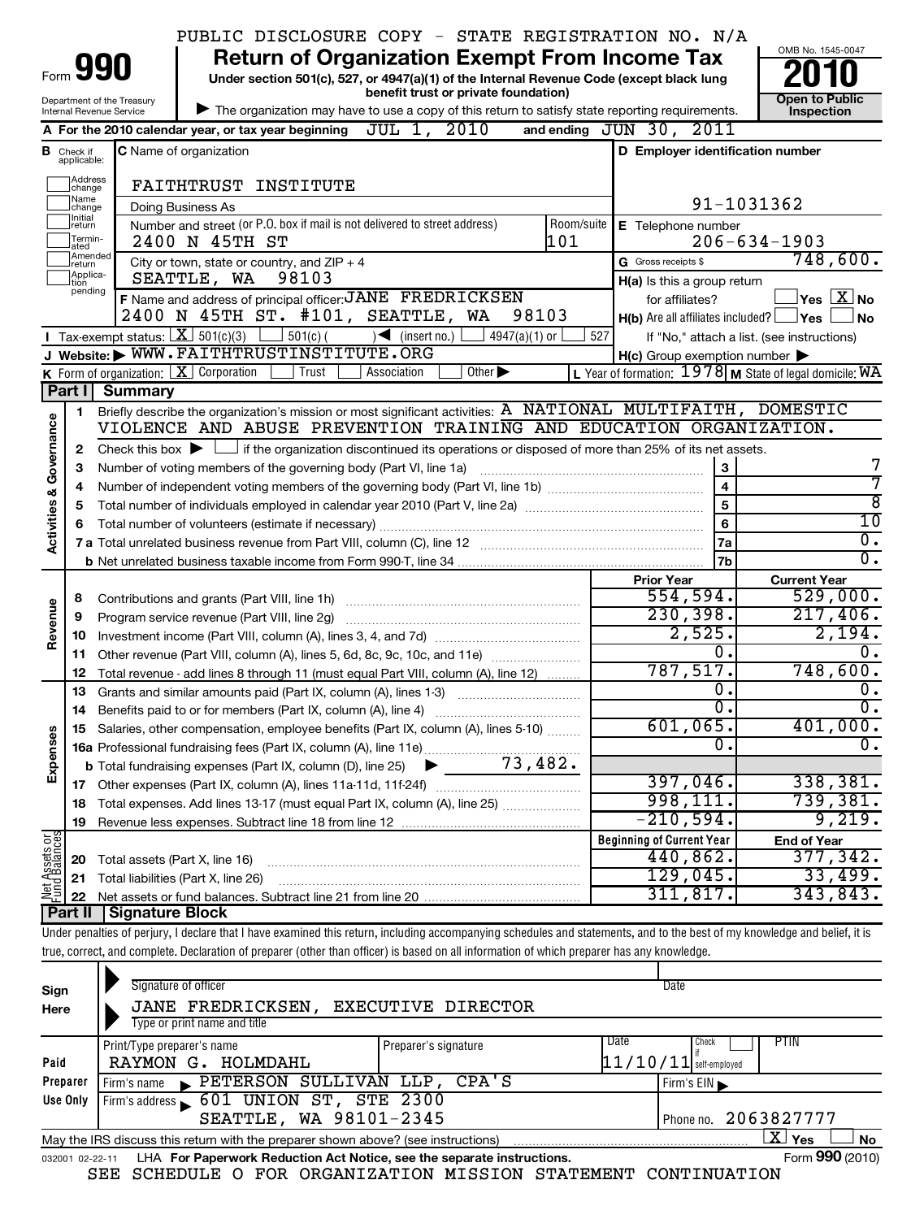PUBLIC DISCLOSURE COPY - STATE REGISTRATION NO. N/A

# Form 990 — Return of Organization Exempt From Income Tax

**Under section 501(c), 527, or 4947(a)(1) of the Internal Revenue Code (except black lung benefit trust or private foundation)**

Department of the Treasury
Internal Revenue Service

▶ The organization may have to use a copy of this return to satisfy state reporting requirements.

OMB No. 1545-0047

**2010**

**Open to Public Inspection**

**A** For the 2010 calendar year, or tax year beginning JUL 1, 2010 and ending JUN 30, 2011

**B** Check if applicable: Address change, Name change, Initial return, Terminated, Amended return, Application pending

**C** Name of organization: FAITHTRUST INSTITUTE

Doing Business As

Number and street (or P.O. box if mail is not delivered to street address): 2400 N 45TH ST — Room/suite: 101

City or town, state or country, and ZIP + 4: SEATTLE, WA 98103

**D** Employer identification number: 91-1031362

**E** Telephone number: 206-634-1903

**G** Gross receipts $ 748,600.

**F** Name and address of principal officer: JANE FREDRICKSEN, 2400 N 45TH ST. #101, SEATTLE, WA 98103

**H(a)** Is this a group return for affiliates? ☐ Yes ☒ No

**H(b)** Are all affiliates included? ☐ Yes ☐ No — If "No," attach a list. (see instructions)

**I** Tax-exempt status: ☒ 501(c)(3) ☐ 501(c) ( ) ◀ (insert no.) ☐ 4947(a)(1) or ☐ 527

**J** Website: ▶ WWW.FAITHTRUSTINSTITUTE.ORG

**H(c)** Group exemption number ▶

**K** Form of organization: ☒ Corporation ☐ Trust ☐ Association ☐ Other ▶

**L** Year of formation: 1978 **M** State of legal domicile: WA

## Part I Summary

### Activities & Governance

1 Briefly describe the organization's mission or most significant activities: A NATIONAL MULTIFAITH, DOMESTIC VIOLENCE AND ABUSE PREVENTION TRAINING AND EDUCATION ORGANIZATION.

2 Check this box ▶ ☐ if the organization discontinued its operations or disposed of more than 25% of its net assets.

| | | | |
|---|---|---|---|
| 3 | Number of voting members of the governing body (Part VI, line 1a) | 3 | 7 |
| 4 | Number of independent voting members of the governing body (Part VI, line 1b) | 4 | 7 |
| 5 | Total number of individuals employed in calendar year 2010 (Part V, line 2a) | 5 | 8 |
| 6 | Total number of volunteers (estimate if necessary) | 6 | 10 |
| 7a | Total unrelated business revenue from Part VIII, column (C), line 12 | 7a | 0. |
| b | Net unrelated business taxable income from Form 990-T, line 34 | 7b | 0. |

### Revenue, Expenses, and Net Assets

| | | Prior Year | Current Year |
|---|---|---|---|
| **Revenue** | | | |
| 8 | Contributions and grants (Part VIII, line 1h) | 554,594. | 529,000. |
| 9 | Program service revenue (Part VIII, line 2g) | 230,398. | 217,406. |
| 10 | Investment income (Part VIII, column (A), lines 3, 4, and 7d) | 2,525. | 2,194. |
| 11 | Other revenue (Part VIII, column (A), lines 5, 6d, 8c, 9c, 10c, and 11e) | 0. | 0. |
| 12 | Total revenue - add lines 8 through 11 (must equal Part VIII, column (A), line 12) | 787,517. | 748,600. |
| **Expenses** | | | |
| 13 | Grants and similar amounts paid (Part IX, column (A), lines 1-3) | 0. | 0. |
| 14 | Benefits paid to or for members (Part IX, column (A), line 4) | 0. | 0. |
| 15 | Salaries, other compensation, employee benefits (Part IX, column (A), lines 5-10) | 601,065. | 401,000. |
| 16a | Professional fundraising fees (Part IX, column (A), line 11e) | 0. | 0. |
| b | Total fundraising expenses (Part IX, column (D), line 25) ▶ 73,482. | | |
| 17 | Other expenses (Part IX, column (A), lines 11a-11d, 11f-24f) | 397,046. | 338,381. |
| 18 | Total expenses. Add lines 13-17 (must equal Part IX, column (A), line 25) | 998,111. | 739,381. |
| 19 | Revenue less expenses. Subtract line 18 from line 12 | -210,594. | 9,219. |
| **Net Assets or Fund Balances** | | **Beginning of Current Year** | **End of Year** |
| 20 | Total assets (Part X, line 16) | 440,862. | 377,342. |
| 21 | Total liabilities (Part X, line 26) | 129,045. | 33,499. |
| 22 | Net assets or fund balances. Subtract line 21 from line 20 | 311,817. | 343,843. |

## Part II Signature Block

Under penalties of perjury, I declare that I have examined this return, including accompanying schedules and statements, and to the best of my knowledge and belief, it is true, correct, and complete. Declaration of preparer (other than officer) is based on all information of which preparer has any knowledge.

**Sign Here**

Signature of officer — Date

JANE FREDRICKSEN, EXECUTIVE DIRECTOR
Type or print name and title

**Paid Preparer Use Only**

| Print/Type preparer's name | Preparer's signature | Date | Check if self-employed | PTIN |
|---|---|---|---|---|
| RAYMON G. HOLMDAHL | | 11/10/11 | ☐ | |

Firm's name ▶ PETERSON SULLIVAN LLP, CPA'S — Firm's EIN ▶

Firm's address ▶ 601 UNION ST, STE 2300, SEATTLE, WA 98101-2345 — Phone no. 2063827777

May the IRS discuss this return with the preparer shown above? (see instructions) ☒ Yes ☐ No

032001 02-22-11 LHA For Paperwork Reduction Act Notice, see the separate instructions. Form **990** (2010)

SEE SCHEDULE O FOR ORGANIZATION MISSION STATEMENT CONTINUATION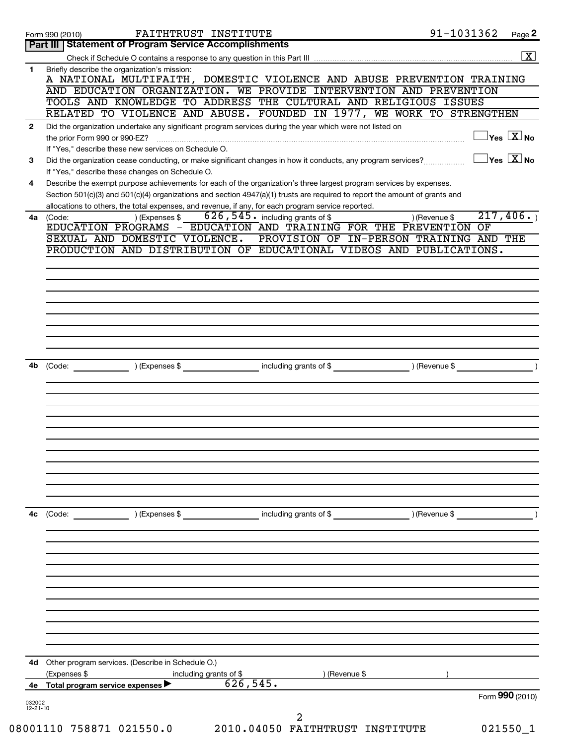Form 990 (2010) FAITHTRUST INSTITUTE 91-1031362

## Part III | Statement of Program Service Accomplishments

Check if Schedule O contains a response to any question in this Part III [X]

**1** Briefly describe the organization's mission:

A NATIONAL MULTIFAITH, DOMESTIC VIOLENCE AND ABUSE PREVENTION TRAINING AND EDUCATION ORGANIZATION. WE PROVIDE INTERVENTION AND PREVENTION TOOLS AND KNOWLEDGE TO ADDRESS THE CULTURAL AND RELIGIOUS ISSUES RELATED TO VIOLENCE AND ABUSE. FOUNDED IN 1977, WE WORK TO STRENGTHEN

**2** Did the organization undertake any significant program services during the year which were not listed on the prior Form 990 or 990-EZ? [ ] Yes [X] No

If "Yes," describe these new services on Schedule O.

**3** Did the organization cease conducting, or make significant changes in how it conducts, any program services? [ ] Yes [X] No

If "Yes," describe these changes on Schedule O.

**4** Describe the exempt purpose achievements for each of the organization's three largest program services by expenses. Section 501(c)(3) and 501(c)(4) organizations and section 4947(a)(1) trusts are required to report the amount of grants and allocations to others, the total expenses, and revenue, if any, for each program service reported.

**4a** (Code: ) (Expenses $ 626,545. including grants of $ ) (Revenue $ 217,406. )

EDUCATION PROGRAMS - EDUCATION AND TRAINING FOR THE PREVENTION OF SEXUAL AND DOMESTIC VIOLENCE. PROVISION OF IN-PERSON TRAINING AND THE PRODUCTION AND DISTRIBUTION OF EDUCATIONAL VIDEOS AND PUBLICATIONS.

**4b** (Code: ) (Expenses $ including grants of $ ) (Revenue $ )

**4c** (Code: ) (Expenses $ including grants of $ ) (Revenue $ )

**4d** Other program services. (Describe in Schedule O.)

(Expenses $ including grants of $ ) (Revenue $ )

**4e** Total program service expenses ▶ 626,545.

Form **990** (2010)

032002 12-21-10

08001110 758871 021550.0 2010.04050 FAITHTRUST INSTITUTE 021550_1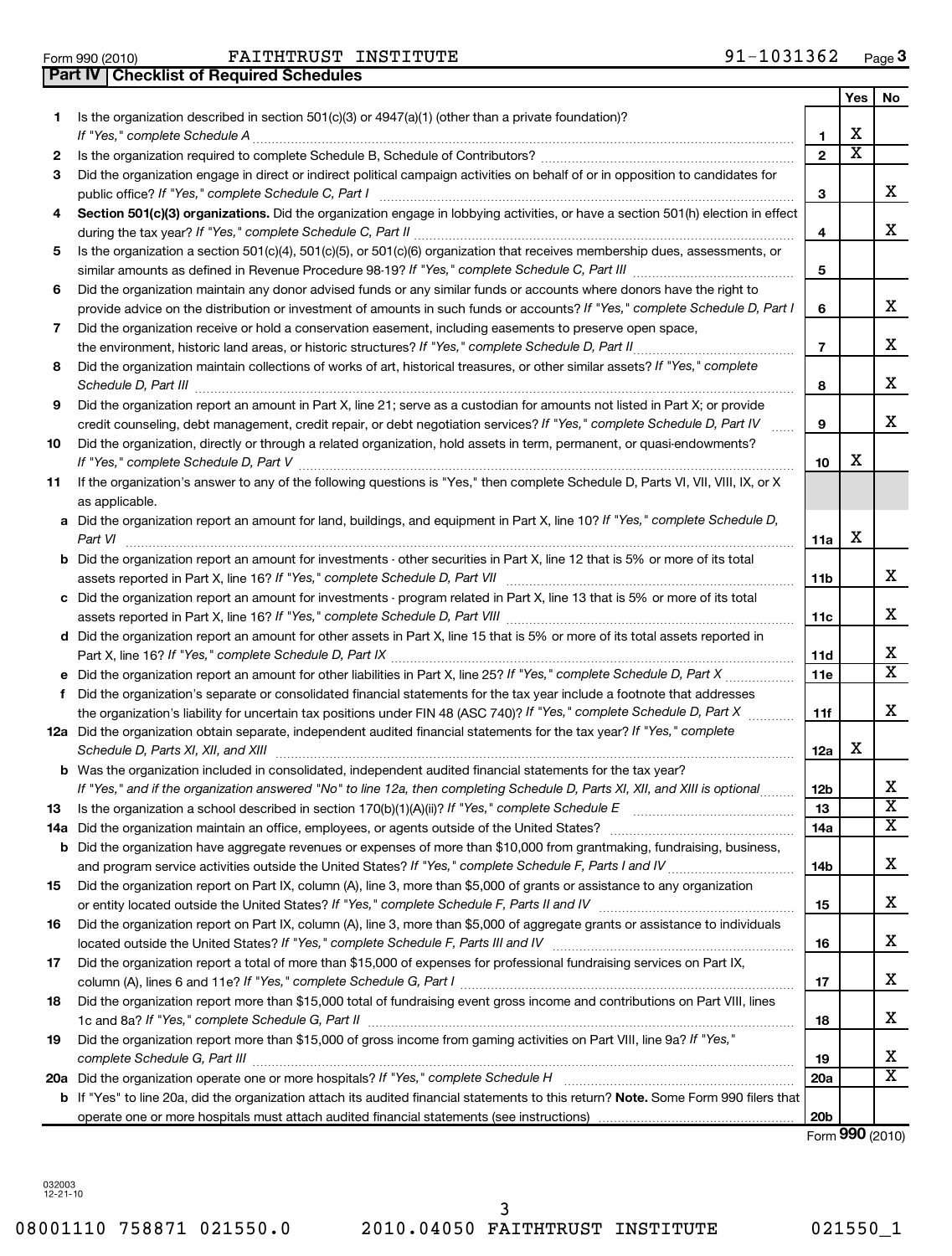Form 990 (2010) FAITHTRUST INSTITUTE 91-1031362 Page 3

## Part IV Checklist of Required Schedules

| | | | Yes | No |
|---|---|---|---|---|
| 1 | Is the organization described in section 501(c)(3) or 4947(a)(1) (other than a private foundation)? *If "Yes," complete Schedule A* | 1 | X | |
| 2 | Is the organization required to complete Schedule B, Schedule of Contributors? | 2 | X | |
| 3 | Did the organization engage in direct or indirect political campaign activities on behalf of or in opposition to candidates for public office? *If "Yes," complete Schedule C, Part I* | 3 | | X |
| 4 | **Section 501(c)(3) organizations.** Did the organization engage in lobbying activities, or have a section 501(h) election in effect during the tax year? *If "Yes," complete Schedule C, Part II* | 4 | | X |
| 5 | Is the organization a section 501(c)(4), 501(c)(5), or 501(c)(6) organization that receives membership dues, assessments, or similar amounts as defined in Revenue Procedure 98-19? *If "Yes," complete Schedule C, Part III* | 5 | | |
| 6 | Did the organization maintain any donor advised funds or any similar funds or accounts where donors have the right to provide advice on the distribution or investment of amounts in such funds or accounts? *If "Yes," complete Schedule D, Part I* | 6 | | X |
| 7 | Did the organization receive or hold a conservation easement, including easements to preserve open space, the environment, historic land areas, or historic structures? *If "Yes," complete Schedule D, Part II* | 7 | | X |
| 8 | Did the organization maintain collections of works of art, historical treasures, or other similar assets? *If "Yes," complete Schedule D, Part III* | 8 | | X |
| 9 | Did the organization report an amount in Part X, line 21; serve as a custodian for amounts not listed in Part X; or provide credit counseling, debt management, credit repair, or debt negotiation services? *If "Yes," complete Schedule D, Part IV* | 9 | | X |
| 10 | Did the organization, directly or through a related organization, hold assets in term, permanent, or quasi-endowments? *If "Yes," complete Schedule D, Part V* | 10 | X | |
| 11 | If the organization's answer to any of the following questions is "Yes," then complete Schedule D, Parts VI, VII, VIII, IX, or X as applicable. | | | |
| a | Did the organization report an amount for land, buildings, and equipment in Part X, line 10? *If "Yes," complete Schedule D, Part VI* | 11a | X | |
| b | Did the organization report an amount for investments - other securities in Part X, line 12 that is 5% or more of its total assets reported in Part X, line 16? *If "Yes," complete Schedule D, Part VII* | 11b | | X |
| c | Did the organization report an amount for investments - program related in Part X, line 13 that is 5% or more of its total assets reported in Part X, line 16? *If "Yes," complete Schedule D, Part VIII* | 11c | | X |
| d | Did the organization report an amount for other assets in Part X, line 15 that is 5% or more of its total assets reported in Part X, line 16? *If "Yes," complete Schedule D, Part IX* | 11d | | X |
| e | Did the organization report an amount for other liabilities in Part X, line 25? *If "Yes," complete Schedule D, Part X* | 11e | | X |
| f | Did the organization's separate or consolidated financial statements for the tax year include a footnote that addresses the organization's liability for uncertain tax positions under FIN 48 (ASC 740)? *If "Yes," complete Schedule D, Part X* | 11f | | X |
| 12a | Did the organization obtain separate, independent audited financial statements for the tax year? *If "Yes," complete Schedule D, Parts XI, XII, and XIII* | 12a | X | |
| b | Was the organization included in consolidated, independent audited financial statements for the tax year? *If "Yes," and if the organization answered "No" to line 12a, then completing Schedule D, Parts XI, XII, and XIII is optional* | 12b | | X |
| 13 | Is the organization a school described in section 170(b)(1)(A)(ii)? *If "Yes," complete Schedule E* | 13 | | X |
| 14a | Did the organization maintain an office, employees, or agents outside of the United States? | 14a | | X |
| b | Did the organization have aggregate revenues or expenses of more than $10,000 from grantmaking, fundraising, business, and program service activities outside the United States? *If "Yes," complete Schedule F, Parts I and IV* | 14b | | X |
| 15 | Did the organization report on Part IX, column (A), line 3, more than $5,000 of grants or assistance to any organization or entity located outside the United States? *If "Yes," complete Schedule F, Parts II and IV* | 15 | | X |
| 16 | Did the organization report on Part IX, column (A), line 3, more than $5,000 of aggregate grants or assistance to individuals located outside the United States? *If "Yes," complete Schedule F, Parts III and IV* | 16 | | X |
| 17 | Did the organization report a total of more than $15,000 of expenses for professional fundraising services on Part IX, column (A), lines 6 and 11e? *If "Yes," complete Schedule G, Part I* | 17 | | X |
| 18 | Did the organization report more than $15,000 total of fundraising event gross income and contributions on Part VIII, lines 1c and 8a? *If "Yes," complete Schedule G, Part II* | 18 | | X |
| 19 | Did the organization report more than $15,000 of gross income from gaming activities on Part VIII, line 9a? *If "Yes," complete Schedule G, Part III* | 19 | | X |
| 20a | Did the organization operate one or more hospitals? *If "Yes," complete Schedule H* | 20a | | X |
| b | If "Yes" to line 20a, did the organization attach its audited financial statements to this return? **Note.** Some Form 990 filers that operate one or more hospitals must attach audited financial statements (see instructions) | 20b | | |

Form **990** (2010)

032003 12-21-10

08001110 758871 021550.0 2010.04050 FAITHTRUST INSTITUTE 021550_1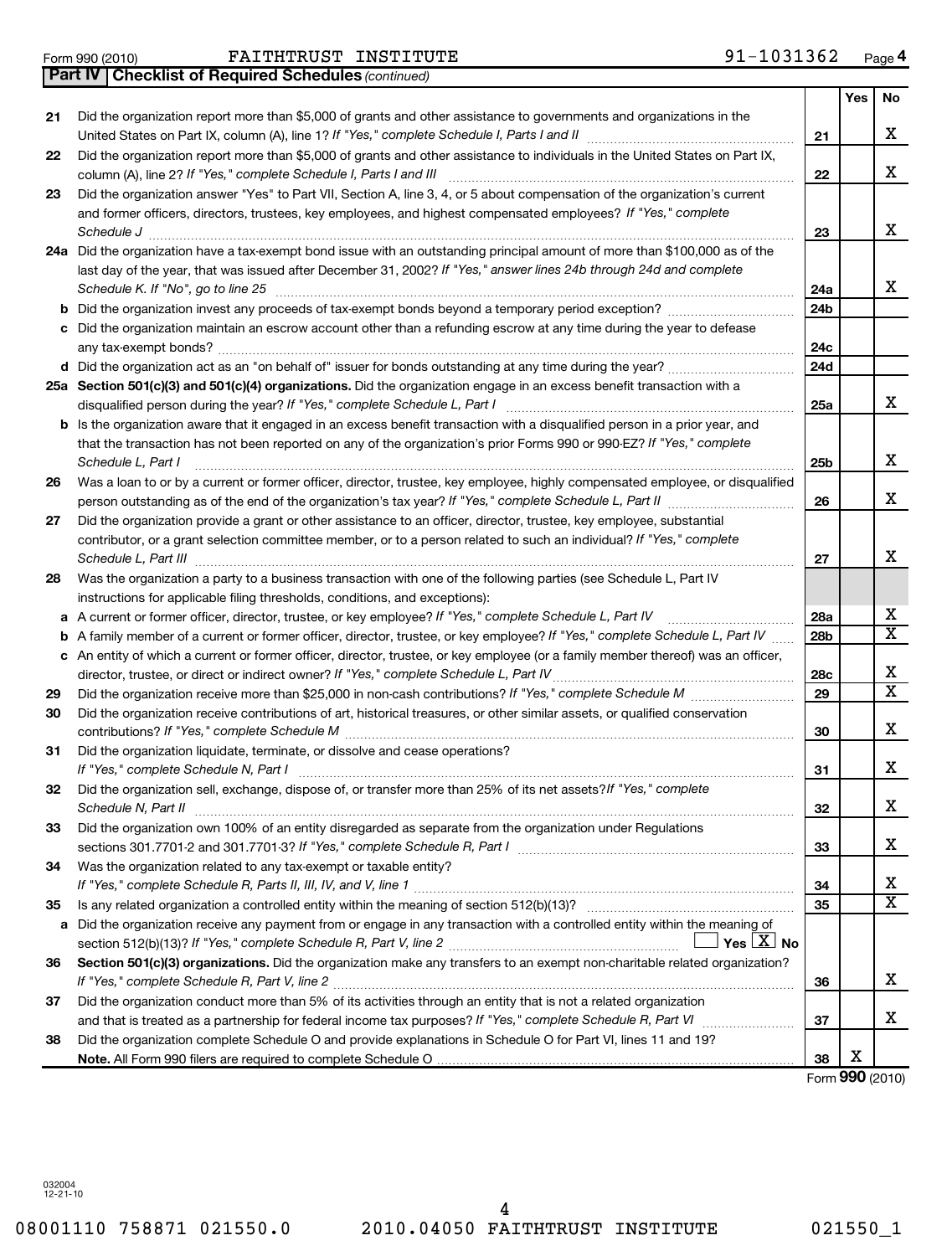Form 990 (2010) FAITHTRUST INSTITUTE 91-1031362 Page 4

**Part IV | Checklist of Required Schedules** *(continued)*

| | | | Yes | No |
|---|---|---|---|---|
| 21 | Did the organization report more than $5,000 of grants and other assistance to governments and organizations in the United States on Part IX, column (A), line 1? *If "Yes," complete Schedule I, Parts I and II* | 21 | | X |
| 22 | Did the organization report more than $5,000 of grants and other assistance to individuals in the United States on Part IX, column (A), line 2? *If "Yes," complete Schedule I, Parts I and III* | 22 | | X |
| 23 | Did the organization answer "Yes" to Part VII, Section A, line 3, 4, or 5 about compensation of the organization's current and former officers, directors, trustees, key employees, and highest compensated employees? *If "Yes," complete Schedule J* | 23 | | X |
| 24a | Did the organization have a tax-exempt bond issue with an outstanding principal amount of more than $100,000 as of the last day of the year, that was issued after December 31, 2002? *If "Yes," answer lines 24b through 24d and complete Schedule K. If "No", go to line 25* | 24a | | X |
| b | Did the organization invest any proceeds of tax-exempt bonds beyond a temporary period exception? | 24b | | |
| c | Did the organization maintain an escrow account other than a refunding escrow at any time during the year to defease any tax-exempt bonds? | 24c | | |
| d | Did the organization act as an "on behalf of" issuer for bonds outstanding at any time during the year? | 24d | | |
| 25a | **Section 501(c)(3) and 501(c)(4) organizations.** Did the organization engage in an excess benefit transaction with a disqualified person during the year? *If "Yes," complete Schedule L, Part I* | 25a | | X |
| b | Is the organization aware that it engaged in an excess benefit transaction with a disqualified person in a prior year, and that the transaction has not been reported on any of the organization's prior Forms 990 or 990-EZ? *If "Yes," complete Schedule L, Part I* | 25b | | X |
| 26 | Was a loan to or by a current or former officer, director, trustee, key employee, highly compensated employee, or disqualified person outstanding as of the end of the organization's tax year? *If "Yes," complete Schedule L, Part II* | 26 | | X |
| 27 | Did the organization provide a grant or other assistance to an officer, director, trustee, key employee, substantial contributor, or a grant selection committee member, or to a person related to such an individual? *If "Yes," complete Schedule L, Part III* | 27 | | X |
| 28 | Was the organization a party to a business transaction with one of the following parties (see Schedule L, Part IV instructions for applicable filing thresholds, conditions, and exceptions): | | | |
| a | A current or former officer, director, trustee, or key employee? *If "Yes," complete Schedule L, Part IV* | 28a | | X |
| b | A family member of a current or former officer, director, trustee, or key employee? *If "Yes," complete Schedule L, Part IV* | 28b | | X |
| c | An entity of which a current or former officer, director, trustee, or key employee (or a family member thereof) was an officer, director, trustee, or direct or indirect owner? *If "Yes," complete Schedule L, Part IV* | 28c | | X |
| 29 | Did the organization receive more than $25,000 in non-cash contributions? *If "Yes," complete Schedule M* | 29 | | X |
| 30 | Did the organization receive contributions of art, historical treasures, or other similar assets, or qualified conservation contributions? *If "Yes," complete Schedule M* | 30 | | X |
| 31 | Did the organization liquidate, terminate, or dissolve and cease operations? *If "Yes," complete Schedule N, Part I* | 31 | | X |
| 32 | Did the organization sell, exchange, dispose of, or transfer more than 25% of its net assets? *If "Yes," complete Schedule N, Part II* | 32 | | X |
| 33 | Did the organization own 100% of an entity disregarded as separate from the organization under Regulations sections 301.7701-2 and 301.7701-3? *If "Yes," complete Schedule R, Part I* | 33 | | X |
| 34 | Was the organization related to any tax-exempt or taxable entity? *If "Yes," complete Schedule R, Parts II, III, IV, and V, line 1* | 34 | | X |
| 35 | Is any related organization a controlled entity within the meaning of section 512(b)(13)? | 35 | | X |
| a | Did the organization receive any payment from or engage in any transaction with a controlled entity within the meaning of section 512(b)(13)? *If "Yes," complete Schedule R, Part V, line 2* ☐ Yes ☒ No | | | |
| 36 | **Section 501(c)(3) organizations.** Did the organization make any transfers to an exempt non-charitable related organization? *If "Yes," complete Schedule R, Part V, line 2* | 36 | | X |
| 37 | Did the organization conduct more than 5% of its activities through an entity that is not a related organization and that is treated as a partnership for federal income tax purposes? *If "Yes," complete Schedule R, Part VI* | 37 | | X |
| 38 | Did the organization complete Schedule O and provide explanations in Schedule O for Part VI, lines 11 and 19? **Note.** All Form 990 filers are required to complete Schedule O | 38 | X | |

Form **990** (2010)

032004 12-21-10

08001110 758871 021550.0 2010.04050 FAITHTRUST INSTITUTE 021550_1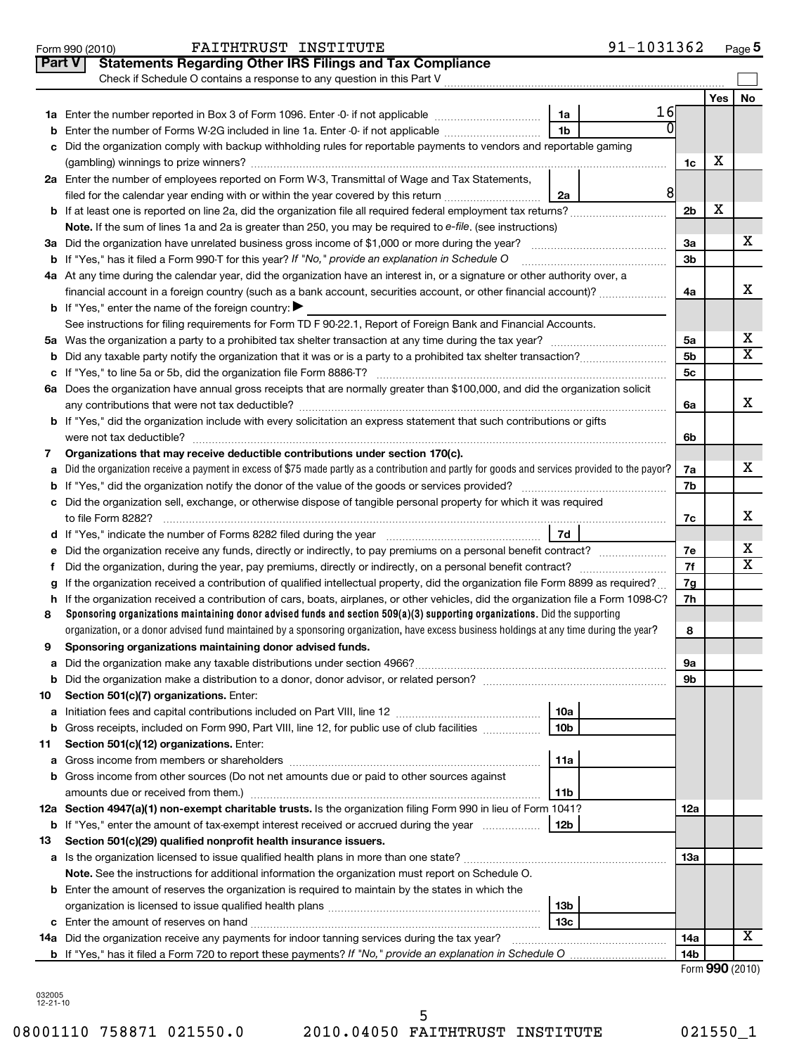Form 990 (2010) FAITHTRUST INSTITUTE 91-1031362 Page 5

## Part V Statements Regarding Other IRS Filings and Tax Compliance

Check if Schedule O contains a response to any question in this Part V

| | | | | | Yes | No |
|---|---|---|---|---|---|---|
| **1a** | Enter the number reported in Box 3 of Form 1096. Enter -0- if not applicable | 1a | 16 | | | |
| **b** | Enter the number of Forms W-2G included in line 1a. Enter -0- if not applicable | 1b | 0 | | | |
| **c** | Did the organization comply with backup withholding rules for reportable payments to vendors and reportable gaming (gambling) winnings to prize winners? | | | 1c | X | |
| **2a** | Enter the number of employees reported on Form W-3, Transmittal of Wage and Tax Statements, filed for the calendar year ending with or within the year covered by this return | 2a | 8 | | | |
| **b** | If at least one is reported on line 2a, did the organization file all required federal employment tax returns? | | | 2b | X | |
| | **Note.** If the sum of lines 1a and 2a is greater than 250, you may be required to *e-file*. (see instructions) | | | | | |
| **3a** | Did the organization have unrelated business gross income of $1,000 or more during the year? | | | 3a | | X |
| **b** | If "Yes," has it filed a Form 990-T for this year? *If "No," provide an explanation in Schedule O* | | | 3b | | |
| **4a** | At any time during the calendar year, did the organization have an interest in, or a signature or other authority over, a financial account in a foreign country (such as a bank account, securities account, or other financial account)? | | | 4a | | X |
| **b** | If "Yes," enter the name of the foreign country: ▶ | | | | | |
| | See instructions for filing requirements for Form TD F 90-22.1, Report of Foreign Bank and Financial Accounts. | | | | | |
| **5a** | Was the organization a party to a prohibited tax shelter transaction at any time during the tax year? | | | 5a | | X |
| **b** | Did any taxable party notify the organization that it was or is a party to a prohibited tax shelter transaction? | | | 5b | | X |
| **c** | If "Yes," to line 5a or 5b, did the organization file Form 8886-T? | | | 5c | | |
| **6a** | Does the organization have annual gross receipts that are normally greater than $100,000, and did the organization solicit any contributions that were not tax deductible? | | | 6a | | X |
| **b** | If "Yes," did the organization include with every solicitation an express statement that such contributions or gifts were not tax deductible? | | | 6b | | |
| **7** | **Organizations that may receive deductible contributions under section 170(c).** | | | | | |
| **a** | Did the organization receive a payment in excess of $75 made partly as a contribution and partly for goods and services provided to the payor? | | | 7a | | X |
| **b** | If "Yes," did the organization notify the donor of the value of the goods or services provided? | | | 7b | | |
| **c** | Did the organization sell, exchange, or otherwise dispose of tangible personal property for which it was required to file Form 8282? | | | 7c | | X |
| **d** | If "Yes," indicate the number of Forms 8282 filed during the year | 7d | | | | |
| **e** | Did the organization receive any funds, directly or indirectly, to pay premiums on a personal benefit contract? | | | 7e | | X |
| **f** | Did the organization, during the year, pay premiums, directly or indirectly, on a personal benefit contract? | | | 7f | | X |
| **g** | If the organization received a contribution of qualified intellectual property, did the organization file Form 8899 as required? | | | 7g | | |
| **h** | If the organization received a contribution of cars, boats, airplanes, or other vehicles, did the organization file a Form 1098-C? | | | 7h | | |
| **8** | **Sponsoring organizations maintaining donor advised funds and section 509(a)(3) supporting organizations.** Did the supporting organization, or a donor advised fund maintained by a sponsoring organization, have excess business holdings at any time during the year? | | | 8 | | |
| **9** | **Sponsoring organizations maintaining donor advised funds.** | | | | | |
| **a** | Did the organization make any taxable distributions under section 4966? | | | 9a | | |
| **b** | Did the organization make a distribution to a donor, donor advisor, or related person? | | | 9b | | |
| **10** | **Section 501(c)(7) organizations.** Enter: | | | | | |
| **a** | Initiation fees and capital contributions included on Part VIII, line 12 | 10a | | | | |
| **b** | Gross receipts, included on Form 990, Part VIII, line 12, for public use of club facilities | 10b | | | | |
| **11** | **Section 501(c)(12) organizations.** Enter: | | | | | |
| **a** | Gross income from members or shareholders | 11a | | | | |
| **b** | Gross income from other sources (Do not net amounts due or paid to other sources against amounts due or received from them.) | 11b | | | | |
| **12a** | **Section 4947(a)(1) non-exempt charitable trusts.** Is the organization filing Form 990 in lieu of Form 1041? | | | 12a | | |
| **b** | If "Yes," enter the amount of tax-exempt interest received or accrued during the year | 12b | | | | |
| **13** | **Section 501(c)(29) qualified nonprofit health insurance issuers.** | | | | | |
| **a** | Is the organization licensed to issue qualified health plans in more than one state? | | | 13a | | |
| | **Note.** See the instructions for additional information the organization must report on Schedule O. | | | | | |
| **b** | Enter the amount of reserves the organization is required to maintain by the states in which the organization is licensed to issue qualified health plans | 13b | | | | |
| **c** | Enter the amount of reserves on hand | 13c | | | | |
| **14a** | Did the organization receive any payments for indoor tanning services during the tax year? | | | 14a | | X |
| **b** | If "Yes," has it filed a Form 720 to report these payments? *If "No," provide an explanation in Schedule O* | | | 14b | | |

Form **990** (2010)

032005 12-21-10

08001110 758871 021550.0 2010.04050 FAITHTRUST INSTITUTE 021550_1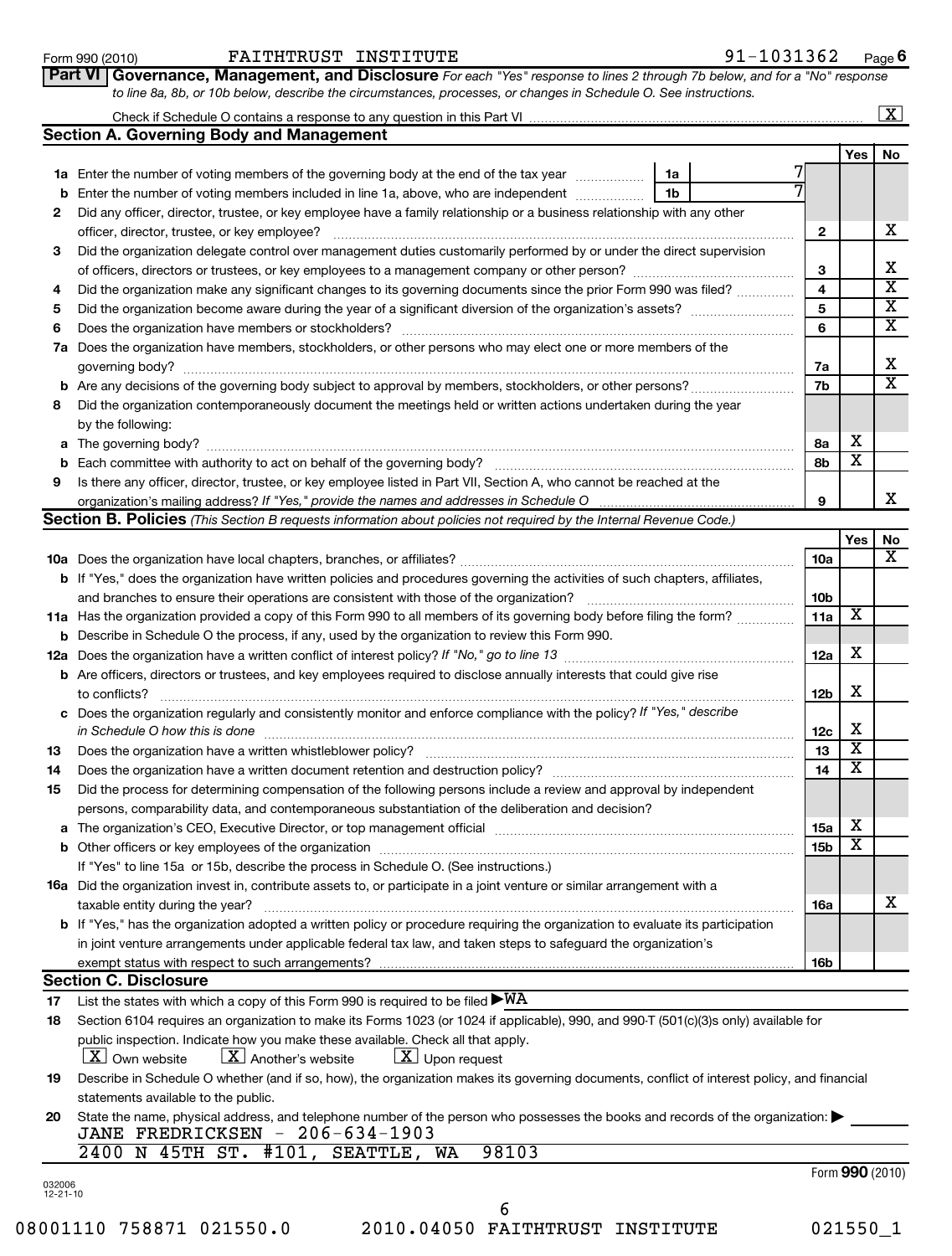Form 990 (2010) FAITHTRUST INSTITUTE 91-1031362 Page 6

**Part VI Governance, Management, and Disclosure** *For each "Yes" response to lines 2 through 7b below, and for a "No" response to line 8a, 8b, or 10b below, describe the circumstances, processes, or changes in Schedule O. See instructions.*

Check if Schedule O contains a response to any question in this Part VI [X]

## Section A. Governing Body and Management

| | | | | Yes | No |
|---|---|---|---|---|---|
| 1a | Enter the number of voting members of the governing body at the end of the tax year | 1a | 7 | | |
| b | Enter the number of voting members included in line 1a, above, who are independent | 1b | 7 | | |
| 2 | Did any officer, director, trustee, or key employee have a family relationship or a business relationship with any other officer, director, trustee, or key employee? | | 2 | | X |
| 3 | Did the organization delegate control over management duties customarily performed by or under the direct supervision of officers, directors or trustees, or key employees to a management company or other person? | | 3 | | X |
| 4 | Did the organization make any significant changes to its governing documents since the prior Form 990 was filed? | | 4 | | X |
| 5 | Did the organization become aware during the year of a significant diversion of the organization's assets? | | 5 | | X |
| 6 | Does the organization have members or stockholders? | | 6 | | X |
| 7a | Does the organization have members, stockholders, or other persons who may elect one or more members of the governing body? | | 7a | | X |
| b | Are any decisions of the governing body subject to approval by members, stockholders, or other persons? | | 7b | | X |
| 8 | Did the organization contemporaneously document the meetings held or written actions undertaken during the year by the following: | | | | |
| a | The governing body? | | 8a | X | |
| b | Each committee with authority to act on behalf of the governing body? | | 8b | X | |
| 9 | Is there any officer, director, trustee, or key employee listed in Part VII, Section A, who cannot be reached at the organization's mailing address? *If "Yes," provide the names and addresses in Schedule O* | | 9 | | X |

## Section B. Policies *(This Section B requests information about policies not required by the Internal Revenue Code.)*

| | | | Yes | No |
|---|---|---|---|---|
| 10a | Does the organization have local chapters, branches, or affiliates? | 10a | | X |
| b | If "Yes," does the organization have written policies and procedures governing the activities of such chapters, affiliates, and branches to ensure their operations are consistent with those of the organization? | 10b | | |
| 11a | Has the organization provided a copy of this Form 990 to all members of its governing body before filing the form? | 11a | X | |
| b | Describe in Schedule O the process, if any, used by the organization to review this Form 990. | | | |
| 12a | Does the organization have a written conflict of interest policy? *If "No," go to line 13* | 12a | X | |
| b | Are officers, directors or trustees, and key employees required to disclose annually interests that could give rise to conflicts? | 12b | X | |
| c | Does the organization regularly and consistently monitor and enforce compliance with the policy? *If "Yes," describe in Schedule O how this is done* | 12c | X | |
| 13 | Does the organization have a written whistleblower policy? | 13 | X | |
| 14 | Does the organization have a written document retention and destruction policy? | 14 | X | |
| 15 | Did the process for determining compensation of the following persons include a review and approval by independent persons, comparability data, and contemporaneous substantiation of the deliberation and decision? | | | |
| a | The organization's CEO, Executive Director, or top management official | 15a | X | |
| b | Other officers or key employees of the organization | 15b | X | |
| | If "Yes" to line 15a or 15b, describe the process in Schedule O. (See instructions.) | | | |
| 16a | Did the organization invest in, contribute assets to, or participate in a joint venture or similar arrangement with a taxable entity during the year? | 16a | | X |
| b | If "Yes," has the organization adopted a written policy or procedure requiring the organization to evaluate its participation in joint venture arrangements under applicable federal tax law, and taken steps to safeguard the organization's exempt status with respect to such arrangements? | 16b | | |

## Section C. Disclosure

17 List the states with which a copy of this Form 990 is required to be filed ▶WA

18 Section 6104 requires an organization to make its Forms 1023 (or 1024 if applicable), 990, and 990-T (501(c)(3)s only) available for public inspection. Indicate how you make these available. Check all that apply.

[X] Own website [X] Another's website [X] Upon request

19 Describe in Schedule O whether (and if so, how), the organization makes its governing documents, conflict of interest policy, and financial statements available to the public.

20 State the name, physical address, and telephone number of the person who possesses the books and records of the organization: ▶

JANE FREDRICKSEN - 206-634-1903
2400 N 45TH ST. #101, SEATTLE, WA 98103

Form **990** (2010)

032006 12-21-10

08001110 758871 021550.0 2010.04050 FAITHTRUST INSTITUTE 021550_1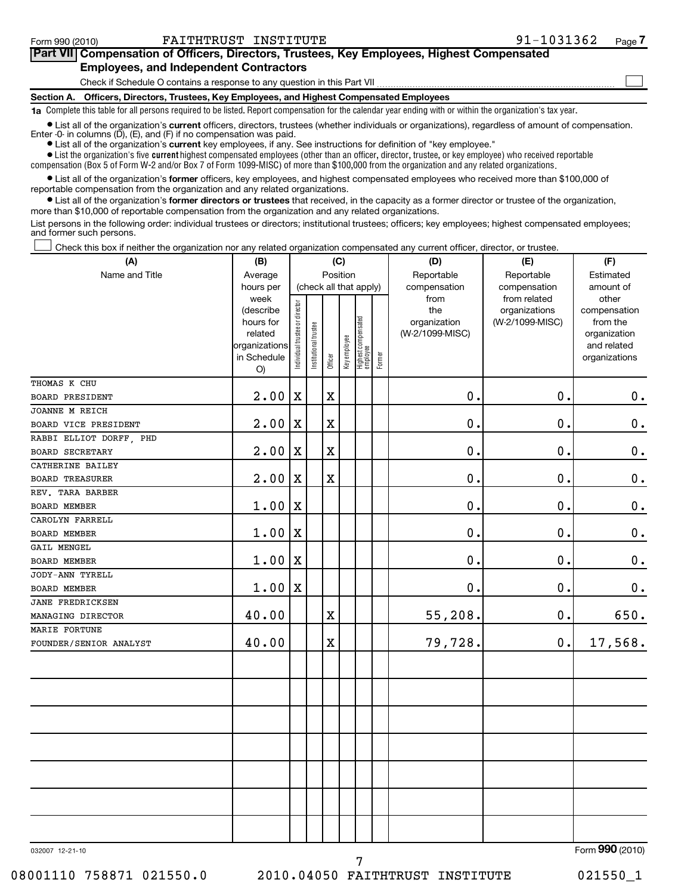Form 990 (2010) FAITHTRUST INSTITUTE 91-1031362 Page 7

**Part VII Compensation of Officers, Directors, Trustees, Key Employees, Highest Compensated Employees, and Independent Contractors**

Check if Schedule O contains a response to any question in this Part VII ☐

**Section A. Officers, Directors, Trustees, Key Employees, and Highest Compensated Employees**

**1a** Complete this table for all persons required to be listed. Report compensation for the calendar year ending with or within the organization's tax year.

- List all of the organization's **current** officers, directors, trustees (whether individuals or organizations), regardless of amount of compensation. Enter -0- in columns (D), (E), and (F) if no compensation was paid.
- List all of the organization's **current** key employees, if any. See instructions for definition of "key employee."
- List the organization's five **current** highest compensated employees (other than an officer, director, trustee, or key employee) who received reportable compensation (Box 5 of Form W-2 and/or Box 7 of Form 1099-MISC) of more than $100,000 from the organization and any related organizations.
- List all of the organization's **former** officers, key employees, and highest compensated employees who received more than $100,000 of reportable compensation from the organization and any related organizations.
- List all of the organization's **former directors or trustees** that received, in the capacity as a former director or trustee of the organization, more than $10,000 of reportable compensation from the organization and any related organizations.

List persons in the following order: individual trustees or directors; institutional trustees; officers; key employees; highest compensated employees; and former such persons.

☐ Check this box if neither the organization nor any related organization compensated any current officer, director, or trustee.

| (A) Name and Title | (B) Average hours per week (describe hours for related organizations in Schedule O) | (C) Position (check all that apply): Individual trustee or director | Institutional trustee | Officer | Key employee | Highest compensated employee | Former | (D) Reportable compensation from the organization (W-2/1099-MISC) | (E) Reportable compensation from related organizations (W-2/1099-MISC) | (F) Estimated amount of other compensation from the organization and related organizations |
|---|---|---|---|---|---|---|---|---|---|---|
| THOMAS K CHU<br>BOARD PRESIDENT | 2.00 | X | | X | | | | 0. | 0. | 0. |
| JOANNE M REICH<br>BOARD VICE PRESIDENT | 2.00 | X | | X | | | | 0. | 0. | 0. |
| RABBI ELLIOT DORFF, PHD<br>BOARD SECRETARY | 2.00 | X | | X | | | | 0. | 0. | 0. |
| CATHERINE BAILEY<br>BOARD TREASURER | 2.00 | X | | X | | | | 0. | 0. | 0. |
| REV. TARA BARBER<br>BOARD MEMBER | 1.00 | X | | | | | | 0. | 0. | 0. |
| CAROLYN FARRELL<br>BOARD MEMBER | 1.00 | X | | | | | | 0. | 0. | 0. |
| GAIL MENGEL<br>BOARD MEMBER | 1.00 | X | | | | | | 0. | 0. | 0. |
| JODY-ANN TYRELL<br>BOARD MEMBER | 1.00 | X | | | | | | 0. | 0. | 0. |
| JANE FREDRICKSEN<br>MANAGING DIRECTOR | 40.00 | | | X | | | | 55,208. | 0. | 650. |
| MARIE FORTUNE<br>FOUNDER/SENIOR ANALYST | 40.00 | | | X | | | | 79,728. | 0. | 17,568. |

032007 12-21-10 Form **990** (2010)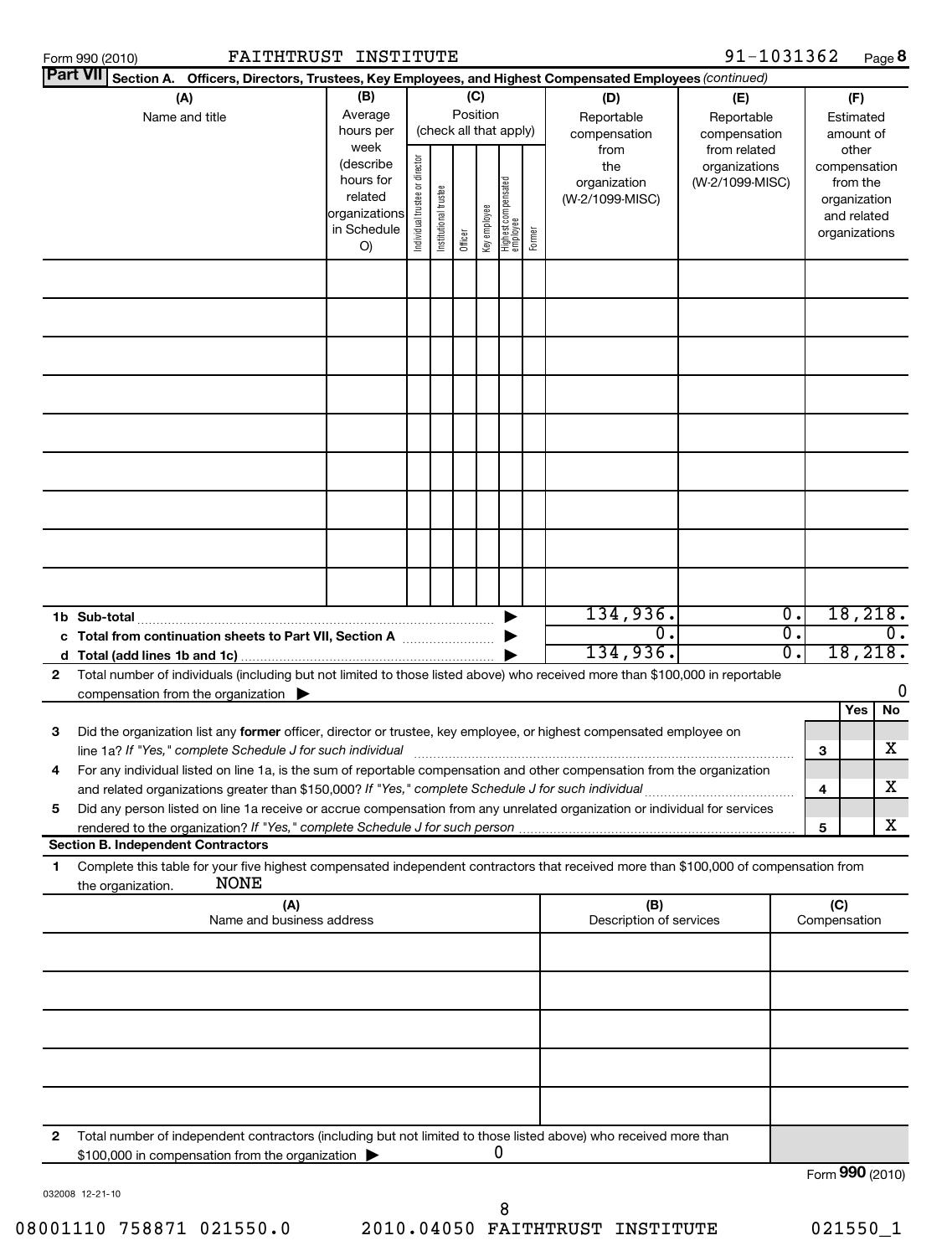Form 990 (2010) FAITHTRUST INSTITUTE 91-1031362 Page **8**

**Part VII** Section A. Officers, Directors, Trustees, Key Employees, and Highest Compensated Employees *(continued)*

| (A) Name and title | (B) Average hours per week (describe hours for related organizations in Schedule O) | (C) Position (check all that apply): Individual trustee or director | Institutional trustee | Officer | Key employee | Highest compensated employee | Former | (D) Reportable compensation from the organization (W-2/1099-MISC) | (E) Reportable compensation from related organizations (W-2/1099-MISC) | (F) Estimated amount of other compensation from the organization and related organizations |
|---|---|---|---|---|---|---|---|---|---|---|
| | | | | | | | | | | |
| | | | | | | | | | | |
| | | | | | | | | | | |
| | | | | | | | | | | |
| | | | | | | | | | | |
| | | | | | | | | | | |
| | | | | | | | | | | |
| | | | | | | | | | | |
| | | | | | | | | | | |
| **1b Sub-total** | | | | | | | ▶ | 134,936. | 0. | 18,218. |
| **c Total from continuation sheets to Part VII, Section A** | | | | | | | ▶ | 0. | 0. | 0. |
| **d Total (add lines 1b and 1c)** | | | | | | | ▶ | 134,936. | 0. | 18,218. |

**2** Total number of individuals (including but not limited to those listed above) who received more than $100,000 in reportable compensation from the organization ▶ 0

| | | | Yes | No |
|---|---|---|---|---|
| **3** | Did the organization list any **former** officer, director or trustee, key employee, or highest compensated employee on line 1a? *If "Yes," complete Schedule J for such individual* | 3 | | X |
| **4** | For any individual listed on line 1a, is the sum of reportable compensation and other compensation from the organization and related organizations greater than $150,000? *If "Yes," complete Schedule J for such individual* | 4 | | X |
| **5** | Did any person listed on line 1a receive or accrue compensation from any unrelated organization or individual for services rendered to the organization? *If "Yes," complete Schedule J for such person* | 5 | | X |

**Section B. Independent Contractors**

**1** Complete this table for your five highest compensated independent contractors that received more than $100,000 of compensation from the organization. NONE

| (A) Name and business address | (B) Description of services | (C) Compensation |
|---|---|---|
| | | |
| | | |
| | | |
| | | |
| | | |

**2** Total number of independent contractors (including but not limited to those listed above) who received more than $100,000 in compensation from the organization ▶ 0

Form **990** (2010)

032008 12-21-10

08001110 758871 021550.0 2010.04050 FAITHTRUST INSTITUTE 021550_1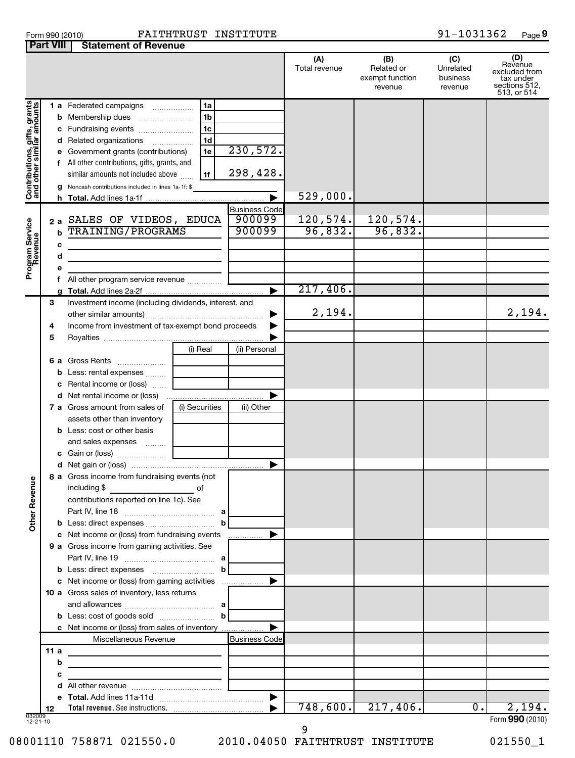Form 990 (2010) FAITHTRUST INSTITUTE 91-1031362 Page 9

## Part VIII Statement of Revenue

| | | | (A) Total revenue | (B) Related or exempt function revenue | (C) Unrelated business revenue | (D) Revenue excluded from tax under sections 512, 513, or 514 |
|---|---|---|---|---|---|---|
| **Contributions, gifts, grants and other similar amounts** | | | | | | |
| 1 a Federated campaigns | 1a | | | | | |
| b Membership dues | 1b | | | | | |
| c Fundraising events | 1c | | | | | |
| d Related organizations | 1d | | | | | |
| e Government grants (contributions) | 1e | 230,572. | | | | |
| f All other contributions, gifts, grants, and similar amounts not included above | 1f | 298,428. | | | | |
| g Noncash contributions included in lines 1a-1f: $ | | | | | | |
| h **Total.** Add lines 1a-1f | | | 529,000. | | | |
| **Program Service Revenue** | | Business Code | | | | |
| 2 a SALES OF VIDEOS, EDUCA | | 900099 | 120,574. | 120,574. | | |
| b TRAINING/PROGRAMS | | 900099 | 96,832. | 96,832. | | |
| c | | | | | | |
| d | | | | | | |
| e | | | | | | |
| f All other program service revenue | | | | | | |
| g **Total.** Add lines 2a-2f | | | 217,406. | | | |
| **Other Revenue** | | | | | | |
| 3 Investment income (including dividends, interest, and other similar amounts) | | | 2,194. | | | 2,194. |
| 4 Income from investment of tax-exempt bond proceeds | | | | | | |
| 5 Royalties | | | | | | |
| | (i) Real | (ii) Personal | | | | |
| 6 a Gross Rents | | | | | | |
| b Less: rental expenses | | | | | | |
| c Rental income or (loss) | | | | | | |
| d Net rental income or (loss) | | | | | | |
| | (i) Securities | (ii) Other | | | | |
| 7 a Gross amount from sales of assets other than inventory | | | | | | |
| b Less: cost or other basis and sales expenses | | | | | | |
| c Gain or (loss) | | | | | | |
| d Net gain or (loss) | | | | | | |
| 8 a Gross income from fundraising events (not including $ of contributions reported on line 1c). See Part IV, line 18 | a | | | | | |
| b Less: direct expenses | b | | | | | |
| c Net income or (loss) from fundraising events | | | | | | |
| 9 a Gross income from gaming activities. See Part IV, line 19 | a | | | | | |
| b Less: direct expenses | b | | | | | |
| c Net income or (loss) from gaming activities | | | | | | |
| 10 a Gross sales of inventory, less returns and allowances | a | | | | | |
| b Less: cost of goods sold | b | | | | | |
| c Net income or (loss) from sales of inventory | | | | | | |
| Miscellaneous Revenue | | Business Code | | | | |
| 11 a | | | | | | |
| b | | | | | | |
| c | | | | | | |
| d All other revenue | | | | | | |
| e **Total.** Add lines 11a-11d | | | | | | |
| 12 **Total revenue.** See instructions. | | | 748,600. | 217,406. | 0. | 2,194. |

032009 12-21-10

Form **990** (2010)

08001110 758871 021550.0 2010.04050 FAITHTRUST INSTITUTE 021550_1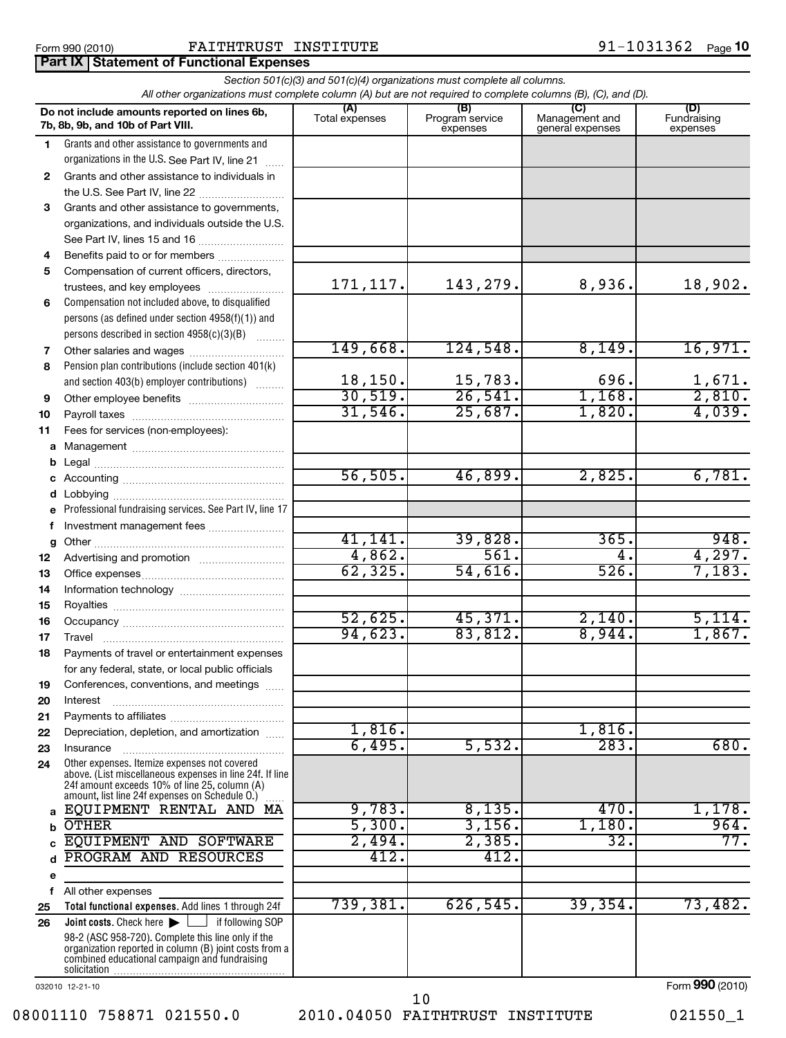Form 990 (2010) FAITHTRUST INSTITUTE 91-1031362 Page 10

## Part IX Statement of Functional Expenses

*Section 501(c)(3) and 501(c)(4) organizations must complete all columns.*
*All other organizations must complete column (A) but are not required to complete columns (B), (C), and (D).*

| | Do not include amounts reported on lines 6b, 7b, 8b, 9b, and 10b of Part VIII. | (A) Total expenses | (B) Program service expenses | (C) Management and general expenses | (D) Fundraising expenses |
|---|---|---|---|---|---|
| 1 | Grants and other assistance to governments and organizations in the U.S. See Part IV, line 21 | | | | |
| 2 | Grants and other assistance to individuals in the U.S. See Part IV, line 22 | | | | |
| 3 | Grants and other assistance to governments, organizations, and individuals outside the U.S. See Part IV, lines 15 and 16 | | | | |
| 4 | Benefits paid to or for members | | | | |
| 5 | Compensation of current officers, directors, trustees, and key employees | 171,117. | 143,279. | 8,936. | 18,902. |
| 6 | Compensation not included above, to disqualified persons (as defined under section 4958(f)(1)) and persons described in section 4958(c)(3)(B) | | | | |
| 7 | Other salaries and wages | 149,668. | 124,548. | 8,149. | 16,971. |
| 8 | Pension plan contributions (include section 401(k) and section 403(b) employer contributions) | 18,150. | 15,783. | 696. | 1,671. |
| 9 | Other employee benefits | 30,519. | 26,541. | 1,168. | 2,810. |
| 10 | Payroll taxes | 31,546. | 25,687. | 1,820. | 4,039. |
| 11 | Fees for services (non-employees): | | | | |
| a | Management | | | | |
| b | Legal | | | | |
| c | Accounting | 56,505. | 46,899. | 2,825. | 6,781. |
| d | Lobbying | | | | |
| e | Professional fundraising services. See Part IV, line 17 | | | | |
| f | Investment management fees | | | | |
| g | Other | 41,141. | 39,828. | 365. | 948. |
| 12 | Advertising and promotion | 4,862. | 561. | 4. | 4,297. |
| 13 | Office expenses | 62,325. | 54,616. | 526. | 7,183. |
| 14 | Information technology | | | | |
| 15 | Royalties | | | | |
| 16 | Occupancy | 52,625. | 45,371. | 2,140. | 5,114. |
| 17 | Travel | 94,623. | 83,812. | 8,944. | 1,867. |
| 18 | Payments of travel or entertainment expenses for any federal, state, or local public officials | | | | |
| 19 | Conferences, conventions, and meetings | | | | |
| 20 | Interest | | | | |
| 21 | Payments to affiliates | | | | |
| 22 | Depreciation, depletion, and amortization | 1,816. | | 1,816. | |
| 23 | Insurance | 6,495. | 5,532. | 283. | 680. |
| 24 | Other expenses. Itemize expenses not covered above. (List miscellaneous expenses in line 24f. If line 24f amount exceeds 10% of line 25, column (A) amount, list line 24f expenses on Schedule O.) | | | | |
| a | EQUIPMENT RENTAL AND MA | 9,783. | 8,135. | 470. | 1,178. |
| b | OTHER | 5,300. | 3,156. | 1,180. | 964. |
| c | EQUIPMENT AND SOFTWARE | 2,494. | 2,385. | 32. | 77. |
| d | PROGRAM AND RESOURCES | 412. | 412. | | |
| e | | | | | |
| f | All other expenses | | | | |
| 25 | **Total functional expenses.** Add lines 1 through 24f | 739,381. | 626,545. | 39,354. | 73,482. |
| 26 | **Joint costs.** Check here ▶ ☐ if following SOP 98-2 (ASC 958-720). Complete this line only if the organization reported in column (B) joint costs from a combined educational campaign and fundraising solicitation | | | | |

032010 12-21-10

Form **990** (2010)

08001110 758871 021550.0 2010.04050 FAITHTRUST INSTITUTE 021550_1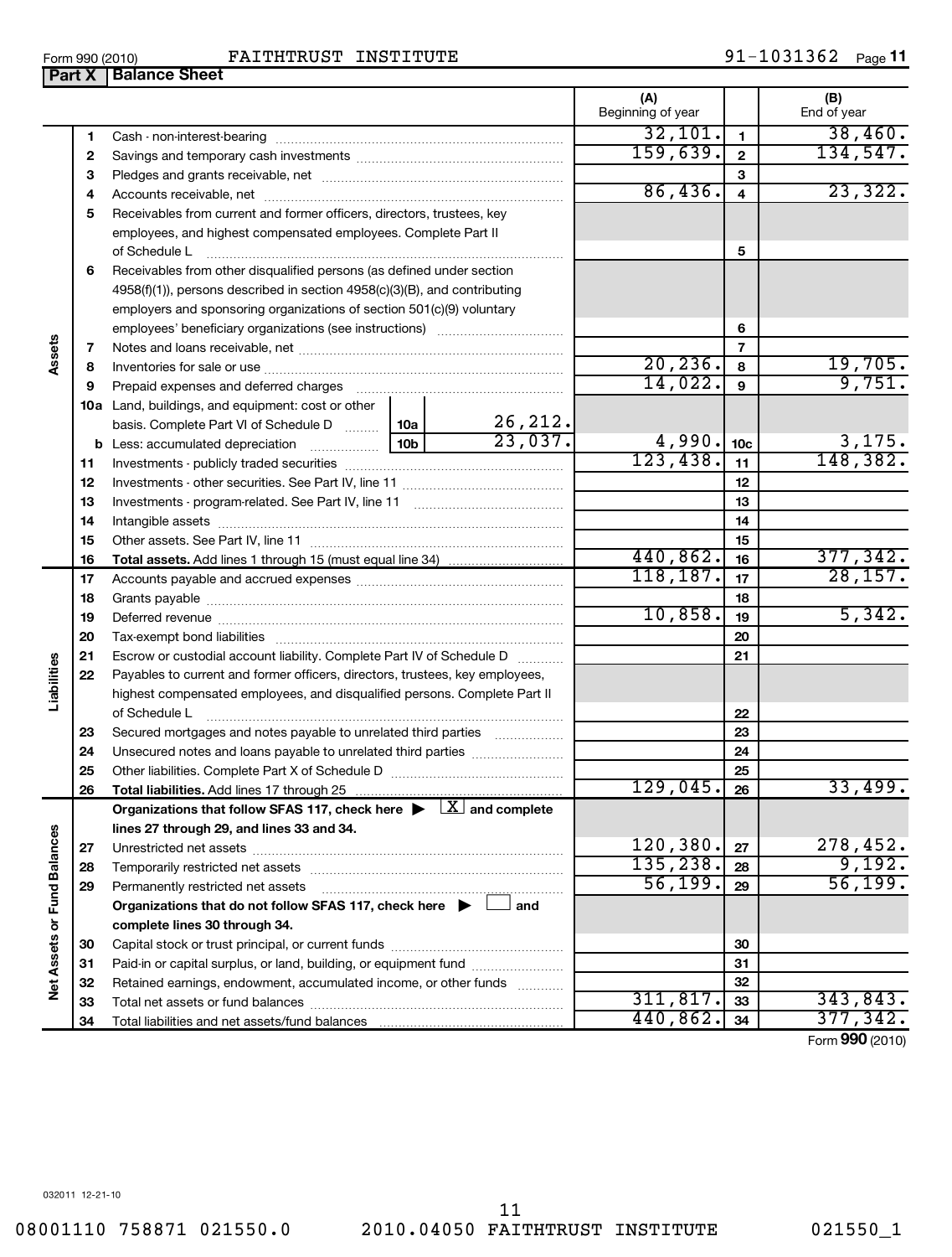Form 990 (2010) FAITHTRUST INSTITUTE 91-1031362 Page **11**

## Part X | Balance Sheet

| | | | | (A) Beginning of year | | (B) End of year |
|---|---|---|---|---|---|---|
| **Assets** | 1 | Cash - non-interest-bearing | | 32,101. | 1 | 38,460. |
| | 2 | Savings and temporary cash investments | | 159,639. | 2 | 134,547. |
| | 3 | Pledges and grants receivable, net | | | 3 | |
| | 4 | Accounts receivable, net | | 86,436. | 4 | 23,322. |
| | 5 | Receivables from current and former officers, directors, trustees, key employees, and highest compensated employees. Complete Part II of Schedule L | | | 5 | |
| | 6 | Receivables from other disqualified persons (as defined under section 4958(f)(1)), persons described in section 4958(c)(3)(B), and contributing employers and sponsoring organizations of section 501(c)(9) voluntary employees' beneficiary organizations (see instructions) | | | 6 | |
| | 7 | Notes and loans receivable, net | | | 7 | |
| | 8 | Inventories for sale or use | | 20,236. | 8 | 19,705. |
| | 9 | Prepaid expenses and deferred charges | | 14,022. | 9 | 9,751. |
| | 10a | Land, buildings, and equipment: cost or other basis. Complete Part VI of Schedule D | 10a 26,212. | | | |
| | b | Less: accumulated depreciation | 10b 23,037. | 4,990. | 10c | 3,175. |
| | 11 | Investments - publicly traded securities | | 123,438. | 11 | 148,382. |
| | 12 | Investments - other securities. See Part IV, line 11 | | | 12 | |
| | 13 | Investments - program-related. See Part IV, line 11 | | | 13 | |
| | 14 | Intangible assets | | | 14 | |
| | 15 | Other assets. See Part IV, line 11 | | | 15 | |
| | 16 | **Total assets.** Add lines 1 through 15 (must equal line 34) | | 440,862. | 16 | 377,342. |
| **Liabilities** | 17 | Accounts payable and accrued expenses | | 118,187. | 17 | 28,157. |
| | 18 | Grants payable | | | 18 | |
| | 19 | Deferred revenue | | 10,858. | 19 | 5,342. |
| | 20 | Tax-exempt bond liabilities | | | 20 | |
| | 21 | Escrow or custodial account liability. Complete Part IV of Schedule D | | | 21 | |
| | 22 | Payables to current and former officers, directors, trustees, key employees, highest compensated employees, and disqualified persons. Complete Part II of Schedule L | | | 22 | |
| | 23 | Secured mortgages and notes payable to unrelated third parties | | | 23 | |
| | 24 | Unsecured notes and loans payable to unrelated third parties | | | 24 | |
| | 25 | Other liabilities. Complete Part X of Schedule D | | | 25 | |
| | 26 | **Total liabilities.** Add lines 17 through 25 | | 129,045. | 26 | 33,499. |
| **Net Assets or Fund Balances** | | **Organizations that follow SFAS 117, check here ▶ [X] and complete lines 27 through 29, and lines 33 and 34.** | | | | |
| | 27 | Unrestricted net assets | | 120,380. | 27 | 278,452. |
| | 28 | Temporarily restricted net assets | | 135,238. | 28 | 9,192. |
| | 29 | Permanently restricted net assets | | 56,199. | 29 | 56,199. |
| | | **Organizations that do not follow SFAS 117, check here ▶ [ ] and complete lines 30 through 34.** | | | | |
| | 30 | Capital stock or trust principal, or current funds | | | 30 | |
| | 31 | Paid-in or capital surplus, or land, building, or equipment fund | | | 31 | |
| | 32 | Retained earnings, endowment, accumulated income, or other funds | | | 32 | |
| | 33 | Total net assets or fund balances | | 311,817. | 33 | 343,843. |
| | 34 | Total liabilities and net assets/fund balances | | 440,862. | 34 | 377,342. |

Form **990** (2010)

032011 12-21-10

08001110 758871 021550.0 2010.04050 FAITHTRUST INSTITUTE 021550_1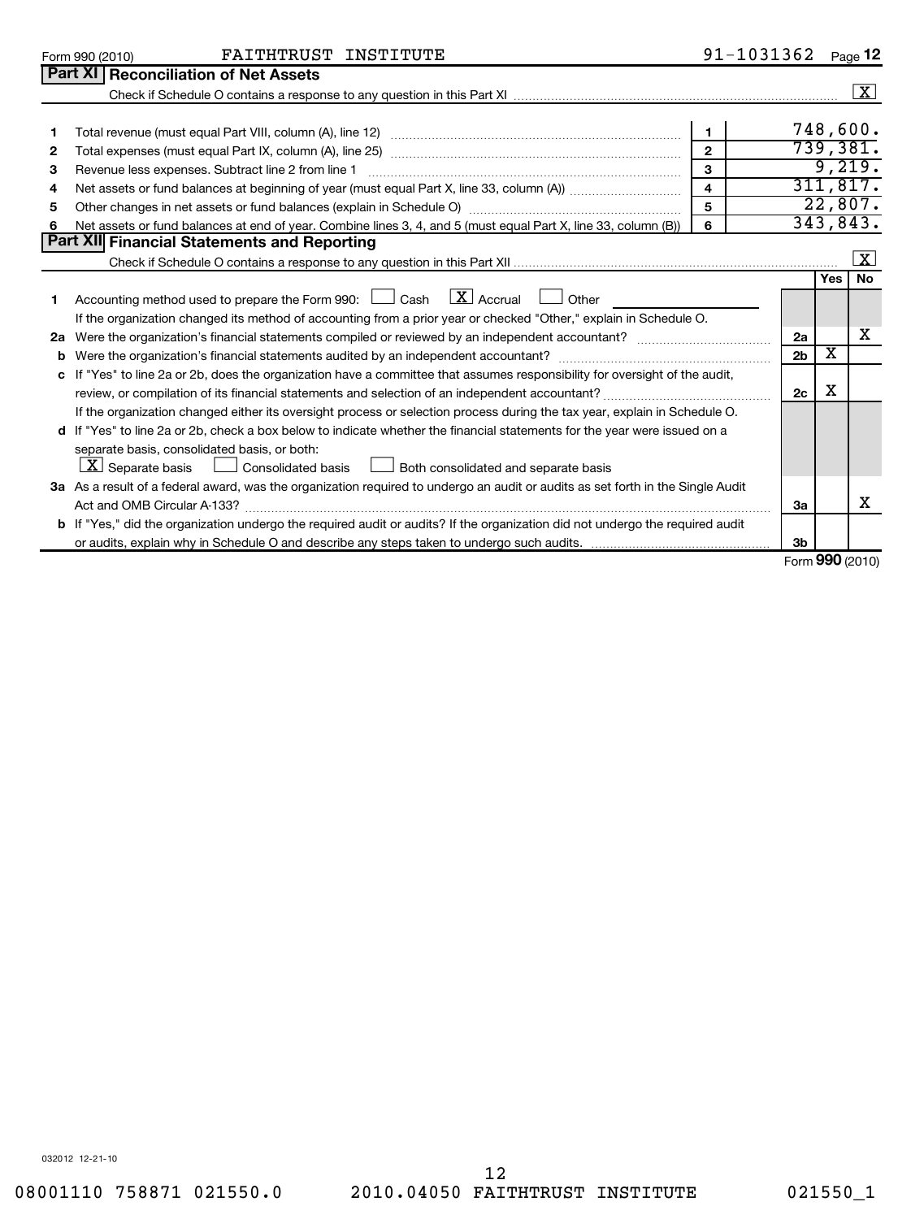Form 990 (2010) FAITHTRUST INSTITUTE 91-1031362 Page 12

## Part XI Reconciliation of Net Assets

Check if Schedule O contains a response to any question in this Part XI .......... [X]

| | | | |
|---|---|---|---|
| 1 | Total revenue (must equal Part VIII, column (A), line 12) | 1 | 748,600. |
| 2 | Total expenses (must equal Part IX, column (A), line 25) | 2 | 739,381. |
| 3 | Revenue less expenses. Subtract line 2 from line 1 | 3 | 9,219. |
| 4 | Net assets or fund balances at beginning of year (must equal Part X, line 33, column (A)) | 4 | 311,817. |
| 5 | Other changes in net assets or fund balances (explain in Schedule O) | 5 | 22,807. |
| 6 | Net assets or fund balances at end of year. Combine lines 3, 4, and 5 (must equal Part X, line 33, column (B)) | 6 | 343,843. |

## Part XII Financial Statements and Reporting

Check if Schedule O contains a response to any question in this Part XII .......... [X]

| | | | Yes | No |
|---|---|---|---|---|
| 1 | Accounting method used to prepare the Form 990: [ ] Cash [X] Accrual [ ] Other<br>If the organization changed its method of accounting from a prior year or checked "Other," explain in Schedule O. | | | |
| 2a | Were the organization's financial statements compiled or reviewed by an independent accountant? | 2a | | X |
| b | Were the organization's financial statements audited by an independent accountant? | 2b | X | |
| c | If "Yes" to line 2a or 2b, does the organization have a committee that assumes responsibility for oversight of the audit, review, or compilation of its financial statements and selection of an independent accountant?<br>If the organization changed either its oversight process or selection process during the tax year, explain in Schedule O. | 2c | X | |
| d | If "Yes" to line 2a or 2b, check a box below to indicate whether the financial statements for the year were issued on a separate basis, consolidated basis, or both:<br>[X] Separate basis [ ] Consolidated basis [ ] Both consolidated and separate basis | | | |
| 3a | As a result of a federal award, was the organization required to undergo an audit or audits as set forth in the Single Audit Act and OMB Circular A-133? | 3a | | X |
| b | If "Yes," did the organization undergo the required audit or audits? If the organization did not undergo the required audit or audits, explain why in Schedule O and describe any steps taken to undergo such audits. | 3b | | |

Form **990** (2010)

032012 12-21-10

08001110 758871 021550.0 2010.04050 FAITHTRUST INSTITUTE 021550_1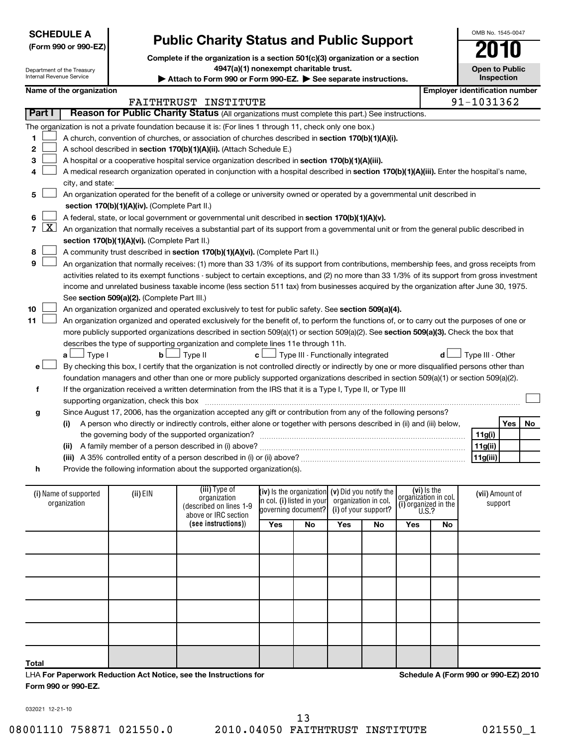**SCHEDULE A**
**(Form 990 or 990-EZ)**

Department of the Treasury
Internal Revenue Service

# Public Charity Status and Public Support

**Complete if the organization is a section 501(c)(3) organization or a section 4947(a)(1) nonexempt charitable trust.**
▶ **Attach to Form 990 or Form 990-EZ.** ▶ **See separate instructions.**

OMB No. 1545-0047
**2010**
**Open to Public Inspection**

**Name of the organization:** FAITHTRUST INSTITUTE
**Employer identification number:** 91-1031362

## Part I — Reason for Public Charity Status (All organizations must complete this part.) See instructions.

The organization is not a private foundation because it is: (For lines 1 through 11, check only one box.)

1. [ ] A church, convention of churches, or association of churches described in **section 170(b)(1)(A)(i).**
2. [ ] A school described in **section 170(b)(1)(A)(ii).** (Attach Schedule E.)
3. [ ] A hospital or a cooperative hospital service organization described in **section 170(b)(1)(A)(iii).**
4. [ ] A medical research organization operated in conjunction with a hospital described in **section 170(b)(1)(A)(iii).** Enter the hospital's name, city, and state:
5. [ ] An organization operated for the benefit of a college or university owned or operated by a governmental unit described in **section 170(b)(1)(A)(iv).** (Complete Part II.)
6. [ ] A federal, state, or local government or governmental unit described in **section 170(b)(1)(A)(v).**
7. [X] An organization that normally receives a substantial part of its support from a governmental unit or from the general public described in **section 170(b)(1)(A)(vi).** (Complete Part II.)
8. [ ] A community trust described in **section 170(b)(1)(A)(vi).** (Complete Part II.)
9. [ ] An organization that normally receives: (1) more than 33 1/3% of its support from contributions, membership fees, and gross receipts from activities related to its exempt functions - subject to certain exceptions, and (2) no more than 33 1/3% of its support from gross investment income and unrelated business taxable income (less section 511 tax) from businesses acquired by the organization after June 30, 1975. See **section 509(a)(2).** (Complete Part III.)
10. [ ] An organization organized and operated exclusively to test for public safety. See **section 509(a)(4).**
11. [ ] An organization organized and operated exclusively for the benefit of, to perform the functions of, or to carry out the purposes of one or more publicly supported organizations described in section 509(a)(1) or section 509(a)(2). See **section 509(a)(3).** Check the box that describes the type of supporting organization and complete lines 11e through 11h.
    - a [ ] Type I  b [ ] Type II  c [ ] Type III - Functionally integrated  d [ ] Type III - Other
    - e [ ] By checking this box, I certify that the organization is not controlled directly or indirectly by one or more disqualified persons other than foundation managers and other than one or more publicly supported organizations described in section 509(a)(1) or section 509(a)(2).
    - f If the organization received a written determination from the IRS that it is a Type I, Type II, or Type III supporting organization, check this box [ ]
    - g Since August 17, 2006, has the organization accepted any gift or contribution from any of the following persons?

| | | Yes | No |
|---|---|---|---|
| (i) A person who directly or indirectly controls, either alone or together with persons described in (ii) and (iii) below, the governing body of the supported organization? | 11g(i) | | |
| (ii) A family member of a person described in (i) above? | 11g(ii) | | |
| (iii) A 35% controlled entity of a person described in (i) or (ii) above? | 11g(iii) | | |

    - h Provide the following information about the supported organization(s).

| (i) Name of supported organization | (ii) EIN | (iii) Type of organization (described on lines 1-9 above or IRC section (see instructions)) | (iv) Is the organization in col. (i) listed in your governing document? | | (v) Did you notify the organization in col. (i) of your support? | | (vi) Is the organization in col. (i) organized in the U.S.? | | (vii) Amount of support |
|---|---|---|---|---|---|---|---|---|---|
| | | | Yes | No | Yes | No | Yes | No | |
| | | | | | | | | | |
| | | | | | | | | | |
| | | | | | | | | | |
| | | | | | | | | | |
| | | | | | | | | | |
| **Total** | | | | | | | | | |

LHA **For Paperwork Reduction Act Notice, see the Instructions for Form 990 or 990-EZ.**
**Schedule A (Form 990 or 990-EZ) 2010**

032021 12-21-10

08001110 758871 021550.0    2010.04050 FAITHTRUST INSTITUTE    021550_1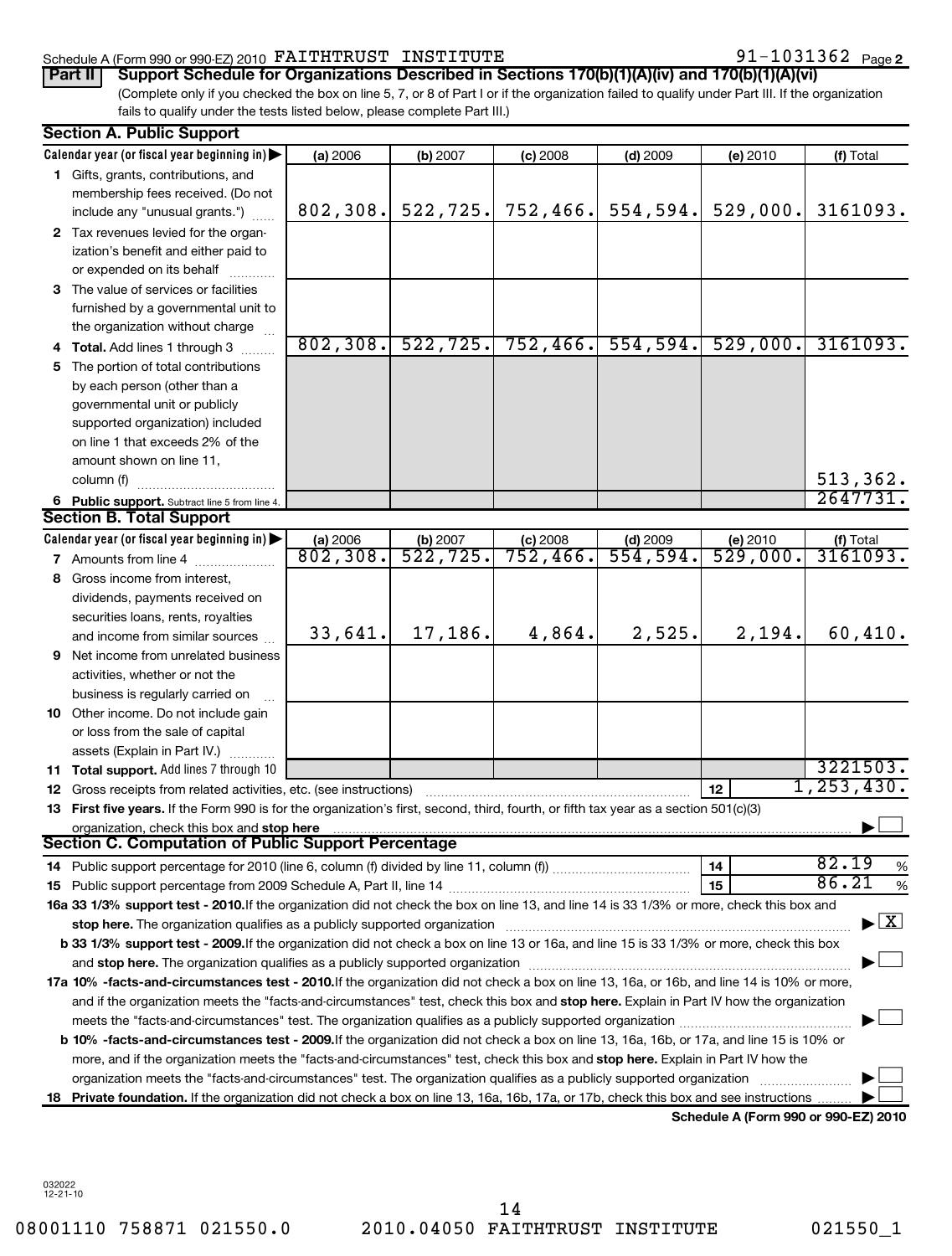Schedule A (Form 990 or 990-EZ) 2010 FAITHTRUST INSTITUTE 91-1031362 Page 2

**Part II** **Support Schedule for Organizations Described in Sections 170(b)(1)(A)(iv) and 170(b)(1)(A)(vi)**

(Complete only if you checked the box on line 5, 7, or 8 of Part I or if the organization failed to qualify under Part III. If the organization fails to qualify under the tests listed below, please complete Part III.)

**Section A. Public Support**

| Calendar year (or fiscal year beginning in) | (a) 2006 | (b) 2007 | (c) 2008 | (d) 2009 | (e) 2010 | (f) Total |
|---|---|---|---|---|---|---|
| 1 Gifts, grants, contributions, and membership fees received. (Do not include any "unusual grants.") | 802,308. | 522,725. | 752,466. | 554,594. | 529,000. | 3161093. |
| 2 Tax revenues levied for the organization's benefit and either paid to or expended on its behalf | | | | | | |
| 3 The value of services or facilities furnished by a governmental unit to the organization without charge | | | | | | |
| 4 **Total.** Add lines 1 through 3 | 802,308. | 522,725. | 752,466. | 554,594. | 529,000. | 3161093. |
| 5 The portion of total contributions by each person (other than a governmental unit or publicly supported organization) included on line 1 that exceeds 2% of the amount shown on line 11, column (f) | | | | | | 513,362. |
| 6 **Public support.** Subtract line 5 from line 4. | | | | | | 2647731. |

**Section B. Total Support**

| Calendar year (or fiscal year beginning in) | (a) 2006 | (b) 2007 | (c) 2008 | (d) 2009 | (e) 2010 | (f) Total |
|---|---|---|---|---|---|---|
| 7 Amounts from line 4 | 802,308. | 522,725. | 752,466. | 554,594. | 529,000. | 3161093. |
| 8 Gross income from interest, dividends, payments received on securities loans, rents, royalties and income from similar sources | 33,641. | 17,186. | 4,864. | 2,525. | 2,194. | 60,410. |
| 9 Net income from unrelated business activities, whether or not the business is regularly carried on | | | | | | |
| 10 Other income. Do not include gain or loss from the sale of capital assets (Explain in Part IV.) | | | | | | |
| 11 **Total support.** Add lines 7 through 10 | | | | | | 3221503. |

12 Gross receipts from related activities, etc. (see instructions) ..... 12 | 1,253,430.

13 **First five years.** If the Form 990 is for the organization's first, second, third, fourth, or fifth tax year as a section 501(c)(3) organization, check this box and **stop here** ☐

**Section C. Computation of Public Support Percentage**

14 Public support percentage for 2010 (line 6, column (f) divided by line 11, column (f)) ..... 14 | 82.19 %

15 Public support percentage from 2009 Schedule A, Part II, line 14 ..... 15 | 86.21 %

**16a 33 1/3% support test - 2010.** If the organization did not check the box on line 13, and line 14 is 33 1/3% or more, check this box and **stop here.** The organization qualifies as a publicly supported organization ☒

**b 33 1/3% support test - 2009.** If the organization did not check a box on line 13 or 16a, and line 15 is 33 1/3% or more, check this box and **stop here.** The organization qualifies as a publicly supported organization ☐

**17a 10% -facts-and-circumstances test - 2010.** If the organization did not check a box on line 13, 16a, or 16b, and line 14 is 10% or more, and if the organization meets the "facts-and-circumstances" test, check this box and **stop here.** Explain in Part IV how the organization meets the "facts-and-circumstances" test. The organization qualifies as a publicly supported organization ☐

**b 10% -facts-and-circumstances test - 2009.** If the organization did not check a box on line 13, 16a, 16b, or 17a, and line 15 is 10% or more, and if the organization meets the "facts-and-circumstances" test, check this box and **stop here.** Explain in Part IV how the organization meets the "facts-and-circumstances" test. The organization qualifies as a publicly supported organization ☐

**18 Private foundation.** If the organization did not check a box on line 13, 16a, 16b, 17a, or 17b, check this box and see instructions ☐

**Schedule A (Form 990 or 990-EZ) 2010**

032022 12-21-10

08001110 758871 021550.0 2010.04050 FAITHTRUST INSTITUTE 021550_1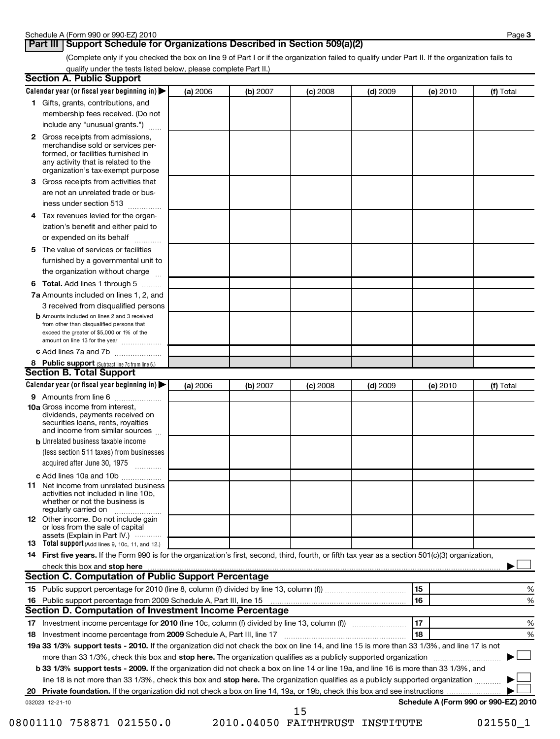Schedule A (Form 990 or 990-EZ) 2010 Page **3**

## Part III Support Schedule for Organizations Described in Section 509(a)(2)

(Complete only if you checked the box on line 9 of Part I or if the organization failed to qualify under Part II. If the organization fails to qualify under the tests listed below, please complete Part II.)

### Section A. Public Support

| Calendar year (or fiscal year beginning in) ▶ | (a) 2006 | (b) 2007 | (c) 2008 | (d) 2009 | (e) 2010 | (f) Total |
|---|---|---|---|---|---|---|
| **1** Gifts, grants, contributions, and membership fees received. (Do not include any "unusual grants.") | | | | | | |
| **2** Gross receipts from admissions, merchandise sold or services performed, or facilities furnished in any activity that is related to the organization's tax-exempt purpose | | | | | | |
| **3** Gross receipts from activities that are not an unrelated trade or business under section 513 | | | | | | |
| **4** Tax revenues levied for the organization's benefit and either paid to or expended on its behalf | | | | | | |
| **5** The value of services or facilities furnished by a governmental unit to the organization without charge | | | | | | |
| **6 Total.** Add lines 1 through 5 | | | | | | |
| **7a** Amounts included on lines 1, 2, and 3 received from disqualified persons | | | | | | |
| **b** Amounts included on lines 2 and 3 received from other than disqualified persons that exceed the greater of $5,000 or 1% of the amount on line 13 for the year | | | | | | |
| **c** Add lines 7a and 7b | | | | | | |
| **8 Public support** (Subtract line 7c from line 6.) | | | | | | |

### Section B. Total Support

| Calendar year (or fiscal year beginning in) ▶ | (a) 2006 | (b) 2007 | (c) 2008 | (d) 2009 | (e) 2010 | (f) Total |
|---|---|---|---|---|---|---|
| **9** Amounts from line 6 | | | | | | |
| **10a** Gross income from interest, dividends, payments received on securities loans, rents, royalties and income from similar sources | | | | | | |
| **b** Unrelated business taxable income (less section 511 taxes) from businesses acquired after June 30, 1975 | | | | | | |
| **c** Add lines 10a and 10b | | | | | | |
| **11** Net income from unrelated business activities not included in line 10b, whether or not the business is regularly carried on | | | | | | |
| **12** Other income. Do not include gain or loss from the sale of capital assets (Explain in Part IV.) | | | | | | |
| **13 Total support** (Add lines 9, 10c, 11, and 12.) | | | | | | |

**14 First five years.** If the Form 990 is for the organization's first, second, third, fourth, or fifth tax year as a section 501(c)(3) organization, check this box and **stop here** ▶ ☐

### Section C. Computation of Public Support Percentage

| | | | |
|---|---|---|---|
| **15** | Public support percentage for 2010 (line 8, column (f) divided by line 13, column (f)) | 15 | % |
| **16** | Public support percentage from 2009 Schedule A, Part III, line 15 | 16 | % |

### Section D. Computation of Investment Income Percentage

| | | | |
|---|---|---|---|
| **17** | Investment income percentage for **2010** (line 10c, column (f) divided by line 13, column (f)) | 17 | % |
| **18** | Investment income percentage from **2009** Schedule A, Part III, line 17 | 18 | % |

**19a 33 1/3% support tests - 2010.** If the organization did not check the box on line 14, and line 15 is more than 33 1/3%, and line 17 is not more than 33 1/3%, check this box and **stop here.** The organization qualifies as a publicly supported organization ▶ ☐

**b 33 1/3% support tests - 2009.** If the organization did not check a box on line 14 or line 19a, and line 16 is more than 33 1/3%, and line 18 is not more than 33 1/3%, check this box and **stop here.** The organization qualifies as a publicly supported organization ▶ ☐

**20 Private foundation.** If the organization did not check a box on line 14, 19a, or 19b, check this box and see instructions ▶ ☐

032023 12-21-10 **Schedule A (Form 990 or 990-EZ) 2010**

08001110 758871 021550.0 2010.04050 FAITHTRUST INSTITUTE 021550_1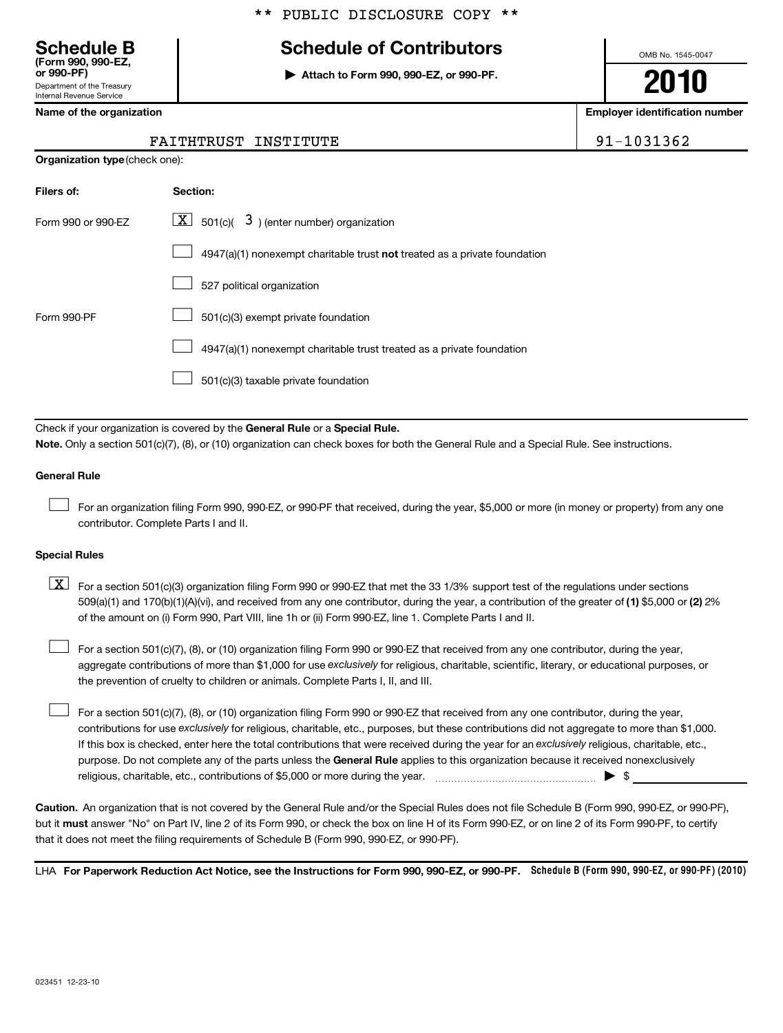\*\* PUBLIC DISCLOSURE COPY \*\*

# Schedule B

**(Form 990, 990-EZ, or 990-PF)**
Department of the Treasury
Internal Revenue Service

## Schedule of Contributors

▶ **Attach to Form 990, 990-EZ, or 990-PF.**

OMB No. 1545-0047

**2010**

| Name of the organization | Employer identification number |
|---|---|
| FAITHTRUST INSTITUTE | 91-1031362 |

**Organization type** (check one):

| Filers of: | Section: |
|---|---|
| Form 990 or 990-EZ | [X] 501(c)( 3 ) (enter number) organization |
| | [ ] 4947(a)(1) nonexempt charitable trust **not** treated as a private foundation |
| | [ ] 527 political organization |
| Form 990-PF | [ ] 501(c)(3) exempt private foundation |
| | [ ] 4947(a)(1) nonexempt charitable trust treated as a private foundation |
| | [ ] 501(c)(3) taxable private foundation |

Check if your organization is covered by the **General Rule** or a **Special Rule.**

**Note.** Only a section 501(c)(7), (8), or (10) organization can check boxes for both the General Rule and a Special Rule. See instructions.

**General Rule**

[ ] For an organization filing Form 990, 990-EZ, or 990-PF that received, during the year, $5,000 or more (in money or property) from any one contributor. Complete Parts I and II.

**Special Rules**

[X] For a section 501(c)(3) organization filing Form 990 or 990-EZ that met the 33 1/3% support test of the regulations under sections 509(a)(1) and 170(b)(1)(A)(vi), and received from any one contributor, during the year, a contribution of the greater of **(1)** $5,000 or **(2)** 2% of the amount on (i) Form 990, Part VIII, line 1h or (ii) Form 990-EZ, line 1. Complete Parts I and II.

[ ] For a section 501(c)(7), (8), or (10) organization filing Form 990 or 990-EZ that received from any one contributor, during the year, aggregate contributions of more than $1,000 for use *exclusively* for religious, charitable, scientific, literary, or educational purposes, or the prevention of cruelty to children or animals. Complete Parts I, II, and III.

[ ] For a section 501(c)(7), (8), or (10) organization filing Form 990 or 990-EZ that received from any one contributor, during the year, contributions for use *exclusively* for religious, charitable, etc., purposes, but these contributions did not aggregate to more than $1,000. If this box is checked, enter here the total contributions that were received during the year for an *exclusively* religious, charitable, etc., purpose. Do not complete any of the parts unless the **General Rule** applies to this organization because it received nonexclusively religious, charitable, etc., contributions of $5,000 or more during the year. ▶ $ \_\_\_\_\_\_\_\_\_\_

**Caution.** An organization that is not covered by the General Rule and/or the Special Rules does not file Schedule B (Form 990, 990-EZ, or 990-PF), but it **must** answer "No" on Part IV, line 2 of its Form 990, or check the box on line H of its Form 990-EZ, or on line 2 of its Form 990-PF, to certify that it does not meet the filing requirements of Schedule B (Form 990, 990-EZ, or 990-PF).

LHA **For Paperwork Reduction Act Notice, see the Instructions for Form 990, 990-EZ, or 990-PF.** **Schedule B (Form 990, 990-EZ, or 990-PF) (2010)**

023451 12-23-10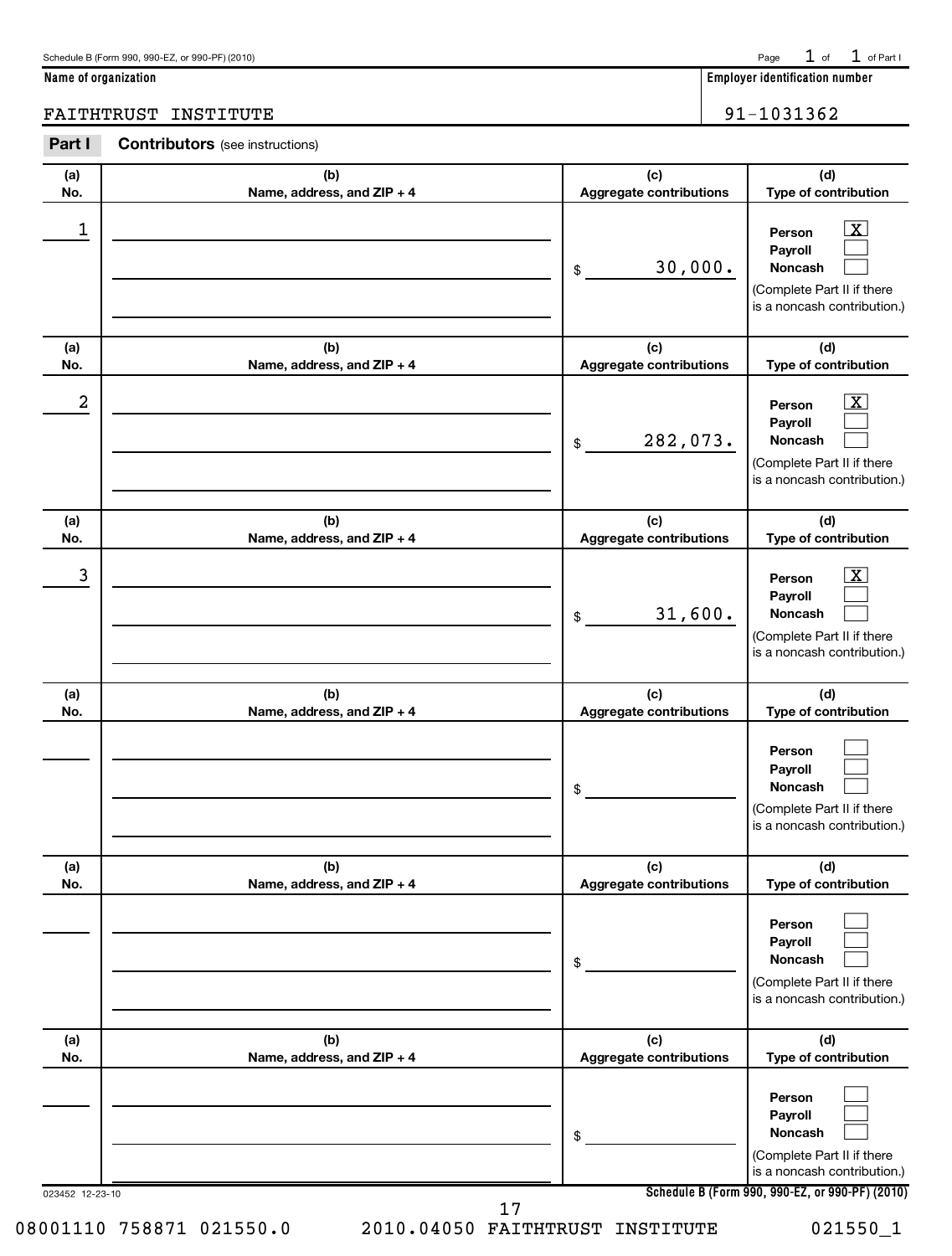Schedule B (Form 990, 990-EZ, or 990-PF) (2010) Page 1 of 1 of Part I

**Name of organization**: FAITHTRUST INSTITUTE

**Employer identification number**: 91-1031362

## Part I Contributors (see instructions)

| (a) No. | (b) Name, address, and ZIP + 4 | (c) Aggregate contributions | (d) Type of contribution |
|---|---|---|---|
| 1 | | $ 30,000. | Person [X] Payroll [ ] Noncash [ ] (Complete Part II if there is a noncash contribution.) |
| 2 | | $ 282,073. | Person [X] Payroll [ ] Noncash [ ] (Complete Part II if there is a noncash contribution.) |
| 3 | | $ 31,600. | Person [X] Payroll [ ] Noncash [ ] (Complete Part II if there is a noncash contribution.) |
| | | $ | Person [ ] Payroll [ ] Noncash [ ] (Complete Part II if there is a noncash contribution.) |
| | | $ | Person [ ] Payroll [ ] Noncash [ ] (Complete Part II if there is a noncash contribution.) |
| | | $ | Person [ ] Payroll [ ] Noncash [ ] (Complete Part II if there is a noncash contribution.) |

023452 12-23-10

**Schedule B (Form 990, 990-EZ, or 990-PF) (2010)**

08001110 758871 021550.0 2010.04050 FAITHTRUST INSTITUTE 021550_1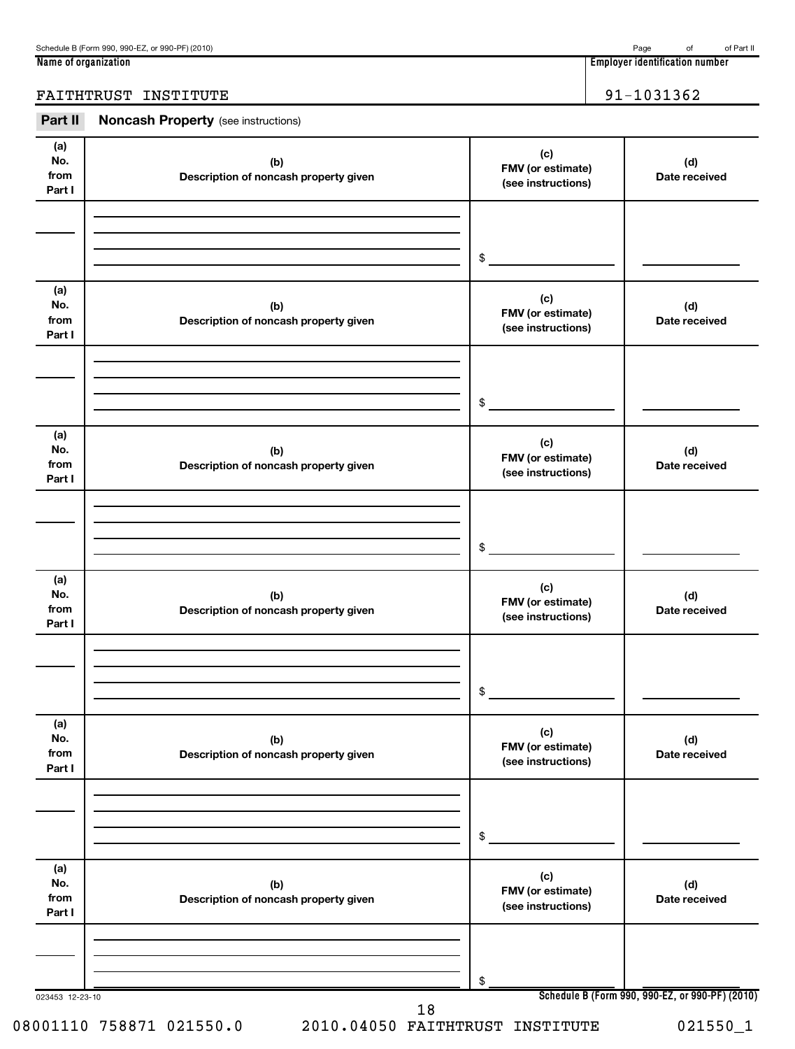Schedule B (Form 990, 990-EZ, or 990-PF) (2010) Page of of Part II

**Name of organization**

FAITHTRUST INSTITUTE

**Employer identification number**

91-1031362

## Part II Noncash Property (see instructions)

| (a) No. from Part I | (b) Description of noncash property given | (c) FMV (or estimate) (see instructions) | (d) Date received |
|---|---|---|---|
| | | $ | |

| (a) No. from Part I | (b) Description of noncash property given | (c) FMV (or estimate) (see instructions) | (d) Date received |
|---|---|---|---|
| | | $ | |

| (a) No. from Part I | (b) Description of noncash property given | (c) FMV (or estimate) (see instructions) | (d) Date received |
|---|---|---|---|
| | | $ | |

| (a) No. from Part I | (b) Description of noncash property given | (c) FMV (or estimate) (see instructions) | (d) Date received |
|---|---|---|---|
| | | $ | |

| (a) No. from Part I | (b) Description of noncash property given | (c) FMV (or estimate) (see instructions) | (d) Date received |
|---|---|---|---|
| | | $ | |

| (a) No. from Part I | (b) Description of noncash property given | (c) FMV (or estimate) (see instructions) | (d) Date received |
|---|---|---|---|
| | | $ | |

023453 12-23-10

**Schedule B (Form 990, 990-EZ, or 990-PF) (2010)**

08001110 758871 021550.0 2010.04050 FAITHTRUST INSTITUTE 021550_1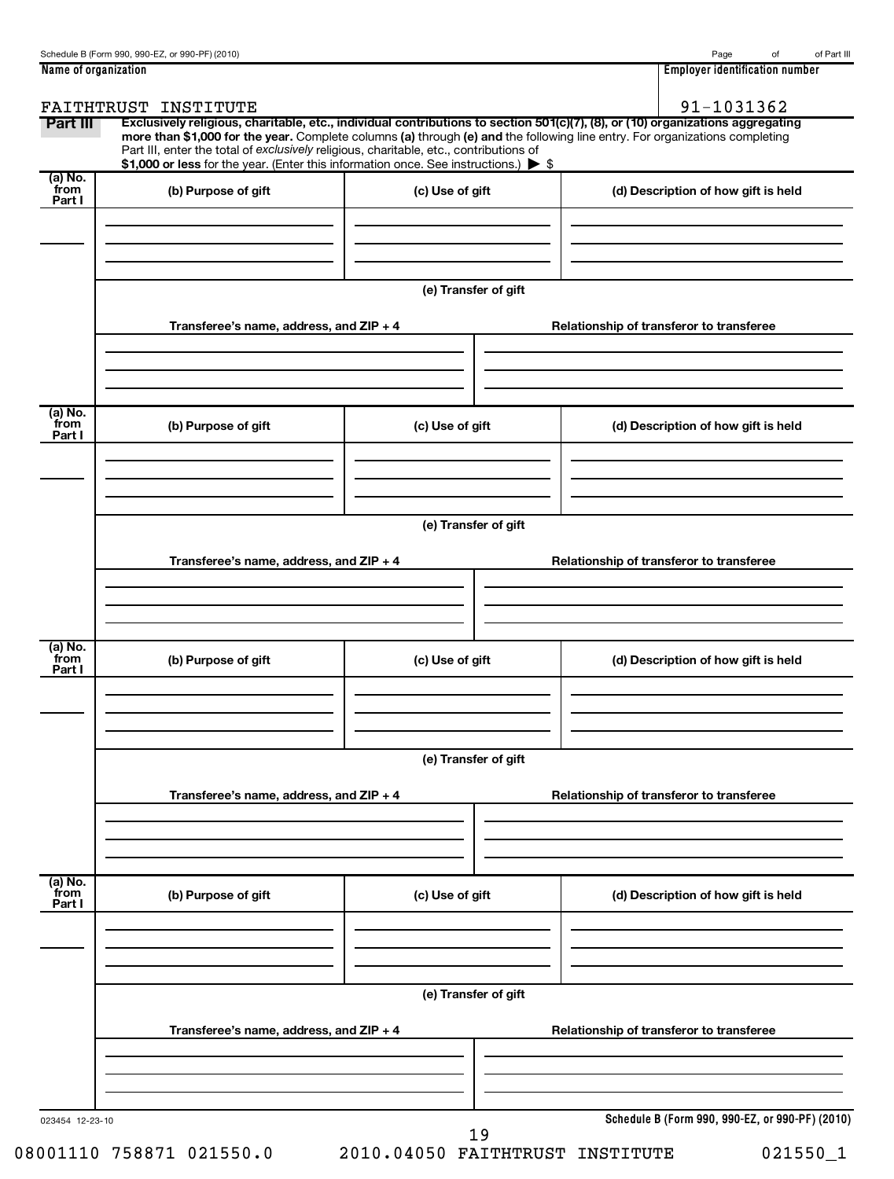**Name of organization**

FAITHTRUST INSTITUTE

**Employer identification number**

91-1031362

**Part III** **Exclusively religious, charitable, etc., individual contributions to section 501(c)(7), (8), or (10) organizations aggregating more than $1,000 for the year.** Complete columns **(a)** through **(e) and** the following line entry. For organizations completing Part III, enter the total of *exclusively* religious, charitable, etc., contributions of **$1,000 or less** for the year. (Enter this information once. See instructions.) ▶ $

| (a) No. from Part I | (b) Purpose of gift | (c) Use of gift | (d) Description of how gift is held |
|---|---|---|---|
| | | | |

(e) Transfer of gift

| Transferee's name, address, and ZIP + 4 | Relationship of transferor to transferee |
|---|---|
| | |

| (a) No. from Part I | (b) Purpose of gift | (c) Use of gift | (d) Description of how gift is held |
|---|---|---|---|
| | | | |

(e) Transfer of gift

| Transferee's name, address, and ZIP + 4 | Relationship of transferor to transferee |
|---|---|
| | |

| (a) No. from Part I | (b) Purpose of gift | (c) Use of gift | (d) Description of how gift is held |
|---|---|---|---|
| | | | |

(e) Transfer of gift

| Transferee's name, address, and ZIP + 4 | Relationship of transferor to transferee |
|---|---|
| | |

| (a) No. from Part I | (b) Purpose of gift | (c) Use of gift | (d) Description of how gift is held |
|---|---|---|---|
| | | | |

(e) Transfer of gift

| Transferee's name, address, and ZIP + 4 | Relationship of transferor to transferee |
|---|---|
| | |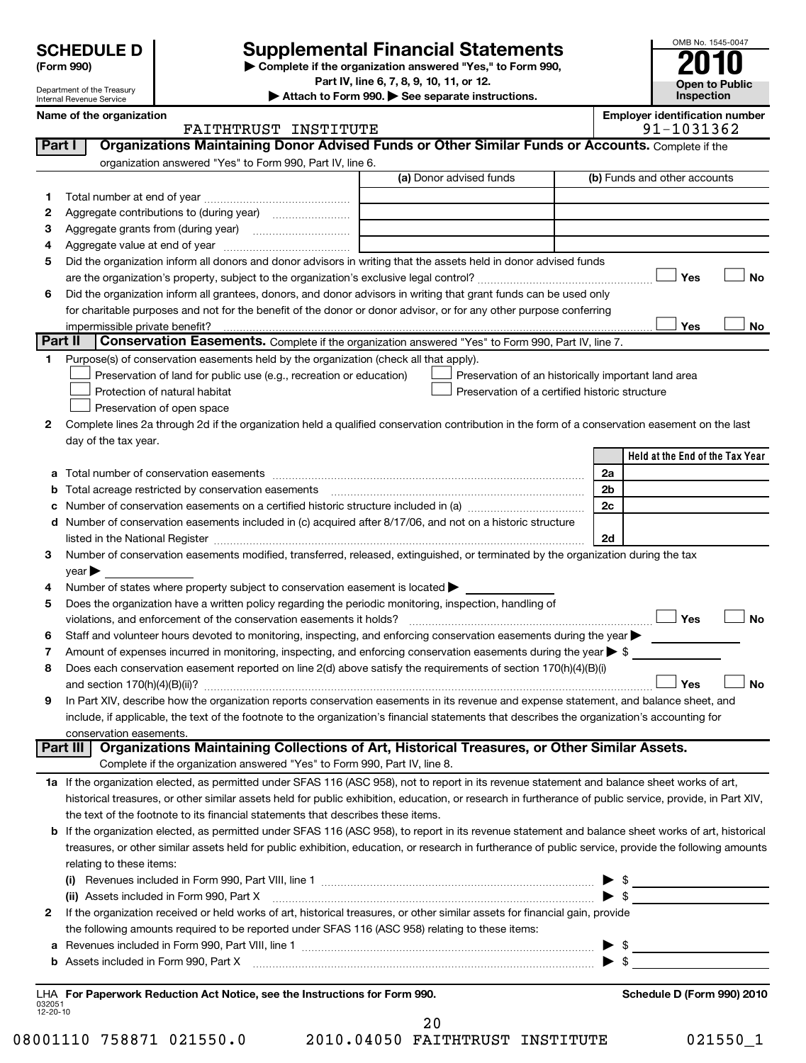**SCHEDULE D** (Form 990)

Department of the Treasury
Internal Revenue Service

# Supplemental Financial Statements

▶ Complete if the organization answered "Yes," to Form 990, Part IV, line 6, 7, 8, 9, 10, 11, or 12.

▶ Attach to Form 990. ▶ See separate instructions.

OMB No. 1545-0047

**2010**

**Open to Public Inspection**

**Name of the organization**: FAITHTRUST INSTITUTE

**Employer identification number**: 91-1031362

## Part I Organizations Maintaining Donor Advised Funds or Other Similar Funds or Accounts.

Complete if the organization answered "Yes" to Form 990, Part IV, line 6.

| | | (a) Donor advised funds | (b) Funds and other accounts |
|---|---|---|---|
| 1 | Total number at end of year | | |
| 2 | Aggregate contributions to (during year) | | |
| 3 | Aggregate grants from (during year) | | |
| 4 | Aggregate value at end of year | | |

5 Did the organization inform all donors and donor advisors in writing that the assets held in donor advised funds are the organization's property, subject to the organization's exclusive legal control? ☐ Yes ☐ No

6 Did the organization inform all grantees, donors, and donor advisors in writing that grant funds can be used only for charitable purposes and not for the benefit of the donor or donor advisor, or for any other purpose conferring impermissible private benefit? ☐ Yes ☐ No

## Part II Conservation Easements.

Complete if the organization answered "Yes" to Form 990, Part IV, line 7.

1 Purpose(s) of conservation easements held by the organization (check all that apply).

- ☐ Preservation of land for public use (e.g., recreation or education)
- ☐ Preservation of an historically important land area
- ☐ Protection of natural habitat
- ☐ Preservation of a certified historic structure
- ☐ Preservation of open space

2 Complete lines 2a through 2d if the organization held a qualified conservation contribution in the form of a conservation easement on the last day of the tax year.

| | | | Held at the End of the Tax Year |
|---|---|---|---|
| a | Total number of conservation easements | 2a | |
| b | Total acreage restricted by conservation easements | 2b | |
| c | Number of conservation easements on a certified historic structure included in (a) | 2c | |
| d | Number of conservation easements included in (c) acquired after 8/17/06, and not on a historic structure listed in the National Register | 2d | |

3 Number of conservation easements modified, transferred, released, extinguished, or terminated by the organization during the tax year ▶

4 Number of states where property subject to conservation easement is located ▶

5 Does the organization have a written policy regarding the periodic monitoring, inspection, handling of violations, and enforcement of the conservation easements it holds? ☐ Yes ☐ No

6 Staff and volunteer hours devoted to monitoring, inspecting, and enforcing conservation easements during the year ▶

7 Amount of expenses incurred in monitoring, inspecting, and enforcing conservation easements during the year ▶ $

8 Does each conservation easement reported on line 2(d) above satisfy the requirements of section 170(h)(4)(B)(i) and section 170(h)(4)(B)(ii)? ☐ Yes ☐ No

9 In Part XIV, describe how the organization reports conservation easements in its revenue and expense statement, and balance sheet, and include, if applicable, the text of the footnote to the organization's financial statements that describes the organization's accounting for conservation easements.

## Part III Organizations Maintaining Collections of Art, Historical Treasures, or Other Similar Assets.

Complete if the organization answered "Yes" to Form 990, Part IV, line 8.

1a If the organization elected, as permitted under SFAS 116 (ASC 958), not to report in its revenue statement and balance sheet works of art, historical treasures, or other similar assets held for public exhibition, education, or research in furtherance of public service, provide, in Part XIV, the text of the footnote to its financial statements that describes these items.

b If the organization elected, as permitted under SFAS 116 (ASC 958), to report in its revenue statement and balance sheet works of art, historical treasures, or other similar assets held for public exhibition, education, or research in furtherance of public service, provide the following amounts relating to these items:

(i) Revenues included in Form 990, Part VIII, line 1 ▶ $

(ii) Assets included in Form 990, Part X ▶ $

2 If the organization received or held works of art, historical treasures, or other similar assets for financial gain, provide the following amounts required to be reported under SFAS 116 (ASC 958) relating to these items:

a Revenues included in Form 990, Part VIII, line 1 ▶ $

b Assets included in Form 990, Part X ▶ $

LHA **For Paperwork Reduction Act Notice, see the Instructions for Form 990.**

032051 12-20-10

**Schedule D (Form 990) 2010**

08001110 758871 021550.0 2010.04050 FAITHTRUST INSTITUTE 021550_1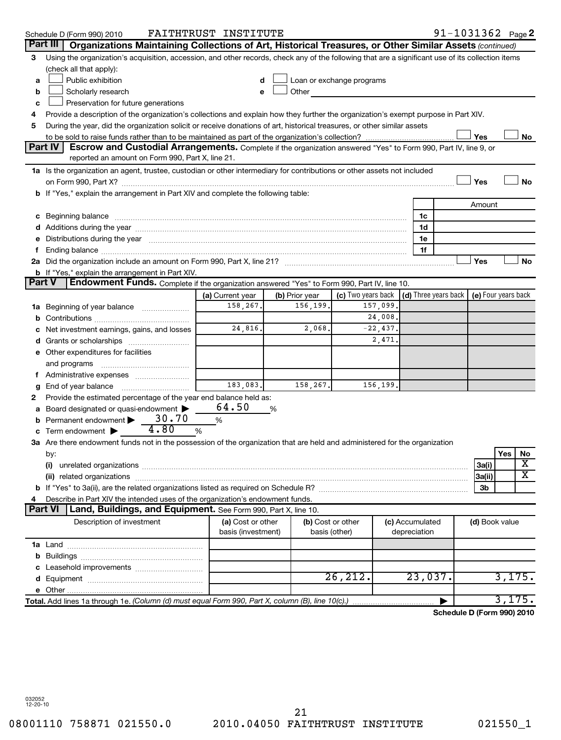Schedule D (Form 990) 2010 FAITHTRUST INSTITUTE 91-1031362 Page 2

## Part III Organizations Maintaining Collections of Art, Historical Treasures, or Other Similar Assets (continued)

3 Using the organization's acquisition, accession, and other records, check any of the following that are a significant use of its collection items (check all that apply):

a ☐ Public exhibition
b ☐ Scholarly research
c ☐ Preservation for future generations
d ☐ Loan or exchange programs
e ☐ Other

4 Provide a description of the organization's collections and explain how they further the organization's exempt purpose in Part XIV.

5 During the year, did the organization solicit or receive donations of art, historical treasures, or other similar assets to be sold to raise funds rather than to be maintained as part of the organization's collection? ☐ Yes ☐ No

## Part IV Escrow and Custodial Arrangements.

Complete if the organization answered "Yes" to Form 990, Part IV, line 9, or reported an amount on Form 990, Part X, line 21.

1a Is the organization an agent, trustee, custodian or other intermediary for contributions or other assets not included on Form 990, Part X? ☐ Yes ☐ No

b If "Yes," explain the arrangement in Part XIV and complete the following table:

| | | Amount |
|---|---|---|
| c Beginning balance | 1c | |
| d Additions during the year | 1d | |
| e Distributions during the year | 1e | |
| f Ending balance | 1f | |

2a Did the organization include an amount on Form 990, Part X, line 21? ☐ Yes ☐ No

b If "Yes," explain the arrangement in Part XIV.

## Part V Endowment Funds.

Complete if the organization answered "Yes" to Form 990, Part IV, line 10.

| | (a) Current year | (b) Prior year | (c) Two years back | (d) Three years back | (e) Four years back |
|---|---|---|---|---|---|
| 1a Beginning of year balance | 158,267. | 156,199. | 157,099. | | |
| b Contributions | | | 24,008. | | |
| c Net investment earnings, gains, and losses | 24,816. | 2,068. | -22,437. | | |
| d Grants or scholarships | | | 2,471. | | |
| e Other expenditures for facilities and programs | | | | | |
| f Administrative expenses | | | | | |
| g End of year balance | 183,083. | 158,267. | 156,199. | | |

2 Provide the estimated percentage of the year end balance held as:

a Board designated or quasi-endowment ▶ 64.50 %

b Permanent endowment ▶ 30.70 %

c Term endowment ▶ 4.80 %

3a Are there endowment funds not in the possession of the organization that are held and administered for the organization by:

| | | Yes | No |
|---|---|---|---|
| (i) unrelated organizations | 3a(i) | | X |
| (ii) related organizations | 3a(ii) | | X |
| b If "Yes" to 3a(ii), are the related organizations listed as required on Schedule R? | 3b | | |

4 Describe in Part XIV the intended uses of the organization's endowment funds.

## Part VI Land, Buildings, and Equipment.

See Form 990, Part X, line 10.

| Description of investment | (a) Cost or other basis (investment) | (b) Cost or other basis (other) | (c) Accumulated depreciation | (d) Book value |
|---|---|---|---|---|
| 1a Land | | | | |
| b Buildings | | | | |
| c Leasehold improvements | | | | |
| d Equipment | | 26,212. | 23,037. | 3,175. |
| e Other | | | | |
| Total. Add lines 1a through 1e. (Column (d) must equal Form 990, Part X, column (B), line 10(c).) ▶ | | | | 3,175. |

Schedule D (Form 990) 2010

032052 12-20-10

08001110 758871 021550.0 2010.04050 FAITHTRUST INSTITUTE 021550_1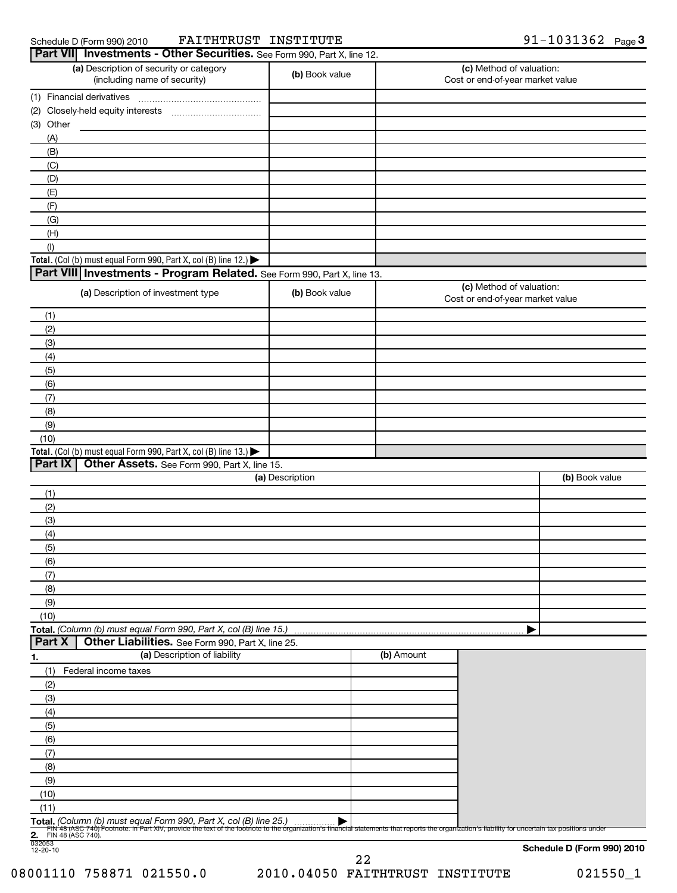Schedule D (Form 990) 2010 FAITHTRUST INSTITUTE 91-1031362 Page 3

## Part VII Investments - Other Securities. See Form 990, Part X, line 12.

| (a) Description of security or category (including name of security) | (b) Book value | (c) Method of valuation: Cost or end-of-year market value |
|---|---|---|
| (1) Financial derivatives | | |
| (2) Closely-held equity interests | | |
| (3) Other | | |
| (A) | | |
| (B) | | |
| (C) | | |
| (D) | | |
| (E) | | |
| (F) | | |
| (G) | | |
| (H) | | |
| (I) | | |
| **Total.** (Col (b) must equal Form 990, Part X, col (B) line 12.) ▶ | | |

## Part VIII Investments - Program Related. See Form 990, Part X, line 13.

| (a) Description of investment type | (b) Book value | (c) Method of valuation: Cost or end-of-year market value |
|---|---|---|
| (1) | | |
| (2) | | |
| (3) | | |
| (4) | | |
| (5) | | |
| (6) | | |
| (7) | | |
| (8) | | |
| (9) | | |
| (10) | | |
| **Total.** (Col (b) must equal Form 990, Part X, col (B) line 13.) ▶ | | |

## Part IX Other Assets. See Form 990, Part X, line 15.

| (a) Description | (b) Book value |
|---|---|
| (1) | |
| (2) | |
| (3) | |
| (4) | |
| (5) | |
| (6) | |
| (7) | |
| (8) | |
| (9) | |
| (10) | |
| **Total.** *(Column (b) must equal Form 990, Part X, col (B) line 15.)* ▶ | |

## Part X Other Liabilities. See Form 990, Part X, line 25.

| 1. (a) Description of liability | (b) Amount |
|---|---|
| (1) Federal income taxes | |
| (2) | |
| (3) | |
| (4) | |
| (5) | |
| (6) | |
| (7) | |
| (8) | |
| (9) | |
| (10) | |
| (11) | |
| **Total.** *(Column (b) must equal Form 990, Part X, col (B) line 25.)* ▶ | |

**2.** FIN 48 (ASC 740) Footnote. In Part XIV, provide the text of the footnote to the organization's financial statements that reports the organization's liability for uncertain tax positions under FIN 48 (ASC 740).

032053 12-20-10

**Schedule D (Form 990) 2010**

08001110 758871 021550.0 2010.04050 FAITHTRUST INSTITUTE 021550_1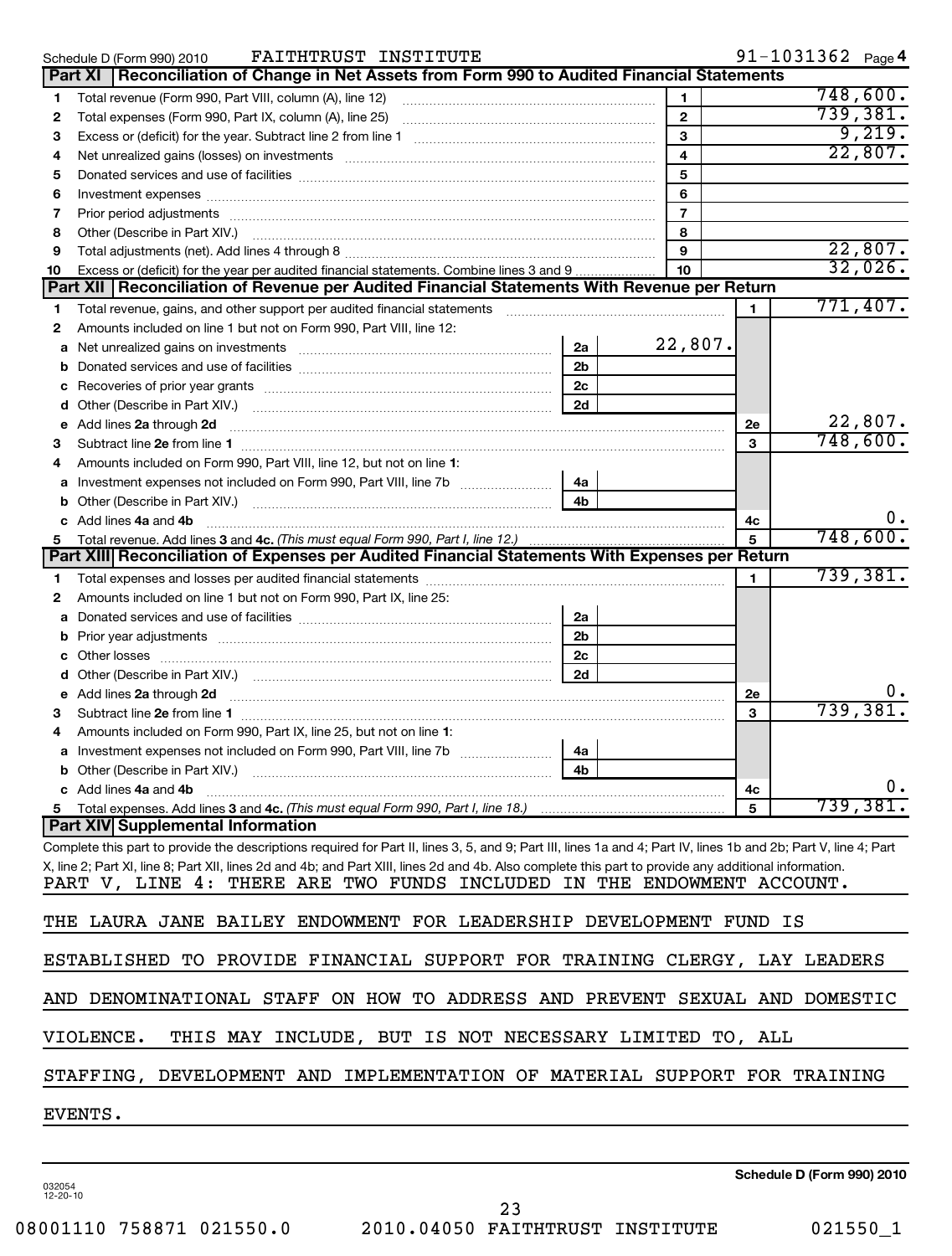Schedule D (Form 990) 2010 FAITHTRUST INSTITUTE 91-1031362 Page 4

## Part XI Reconciliation of Change in Net Assets from Form 990 to Audited Financial Statements

| | | | |
|---|---|---|---|
| 1 | Total revenue (Form 990, Part VIII, column (A), line 12) | 1 | 748,600. |
| 2 | Total expenses (Form 990, Part IX, column (A), line 25) | 2 | 739,381. |
| 3 | Excess or (deficit) for the year. Subtract line 2 from line 1 | 3 | 9,219. |
| 4 | Net unrealized gains (losses) on investments | 4 | 22,807. |
| 5 | Donated services and use of facilities | 5 | |
| 6 | Investment expenses | 6 | |
| 7 | Prior period adjustments | 7 | |
| 8 | Other (Describe in Part XIV.) | 8 | |
| 9 | Total adjustments (net). Add lines 4 through 8 | 9 | 22,807. |
| 10 | Excess or (deficit) for the year per audited financial statements. Combine lines 3 and 9 | 10 | 32,026. |

## Part XII Reconciliation of Revenue per Audited Financial Statements With Revenue per Return

| | | | | | |
|---|---|---|---|---|---|
| 1 | Total revenue, gains, and other support per audited financial statements | | | 1 | 771,407. |
| 2 | Amounts included on line 1 but not on Form 990, Part VIII, line 12: | | | | |
| a | Net unrealized gains on investments | 2a | 22,807. | | |
| b | Donated services and use of facilities | 2b | | | |
| c | Recoveries of prior year grants | 2c | | | |
| d | Other (Describe in Part XIV.) | 2d | | | |
| e | Add lines **2a** through **2d** | | | 2e | 22,807. |
| 3 | Subtract line **2e** from line **1** | | | 3 | 748,600. |
| 4 | Amounts included on Form 990, Part VIII, line 12, but not on line **1**: | | | | |
| a | Investment expenses not included on Form 990, Part VIII, line 7b | 4a | | | |
| b | Other (Describe in Part XIV.) | 4b | | | |
| c | Add lines **4a** and **4b** | | | 4c | 0. |
| 5 | Total revenue. Add lines **3** and **4c.** *(This must equal Form 990, Part I, line 12.)* | | | 5 | 748,600. |

## Part XIII Reconciliation of Expenses per Audited Financial Statements With Expenses per Return

| | | | | | |
|---|---|---|---|---|---|
| 1 | Total expenses and losses per audited financial statements | | | 1 | 739,381. |
| 2 | Amounts included on line 1 but not on Form 990, Part IX, line 25: | | | | |
| a | Donated services and use of facilities | 2a | | | |
| b | Prior year adjustments | 2b | | | |
| c | Other losses | 2c | | | |
| d | Other (Describe in Part XIV.) | 2d | | | |
| e | Add lines **2a** through **2d** | | | 2e | 0. |
| 3 | Subtract line **2e** from line **1** | | | 3 | 739,381. |
| 4 | Amounts included on Form 990, Part IX, line 25, but not on line **1**: | | | | |
| a | Investment expenses not included on Form 990, Part VIII, line 7b | 4a | | | |
| b | Other (Describe in Part XIV.) | 4b | | | |
| c | Add lines **4a** and **4b** | | | 4c | 0. |
| 5 | Total expenses. Add lines **3** and **4c.** *(This must equal Form 990, Part I, line 18.)* | | | 5 | 739,381. |

## Part XIV Supplemental Information

Complete this part to provide the descriptions required for Part II, lines 3, 5, and 9; Part III, lines 1a and 4; Part IV, lines 1b and 2b; Part V, line 4; Part X, line 2; Part XI, line 8; Part XII, lines 2d and 4b; and Part XIII, lines 2d and 4b. Also complete this part to provide any additional information.

PART V, LINE 4: THERE ARE TWO FUNDS INCLUDED IN THE ENDOWMENT ACCOUNT.

THE LAURA JANE BAILEY ENDOWMENT FOR LEADERSHIP DEVELOPMENT FUND IS ESTABLISHED TO PROVIDE FINANCIAL SUPPORT FOR TRAINING CLERGY, LAY LEADERS AND DENOMINATIONAL STAFF ON HOW TO ADDRESS AND PREVENT SEXUAL AND DOMESTIC VIOLENCE. THIS MAY INCLUDE, BUT IS NOT NECESSARY LIMITED TO, ALL STAFFING, DEVELOPMENT AND IMPLEMENTATION OF MATERIAL SUPPORT FOR TRAINING EVENTS.

Schedule D (Form 990) 2010

032054 12-20-10

08001110 758871 021550.0 2010.04050 FAITHTRUST INSTITUTE 021550_1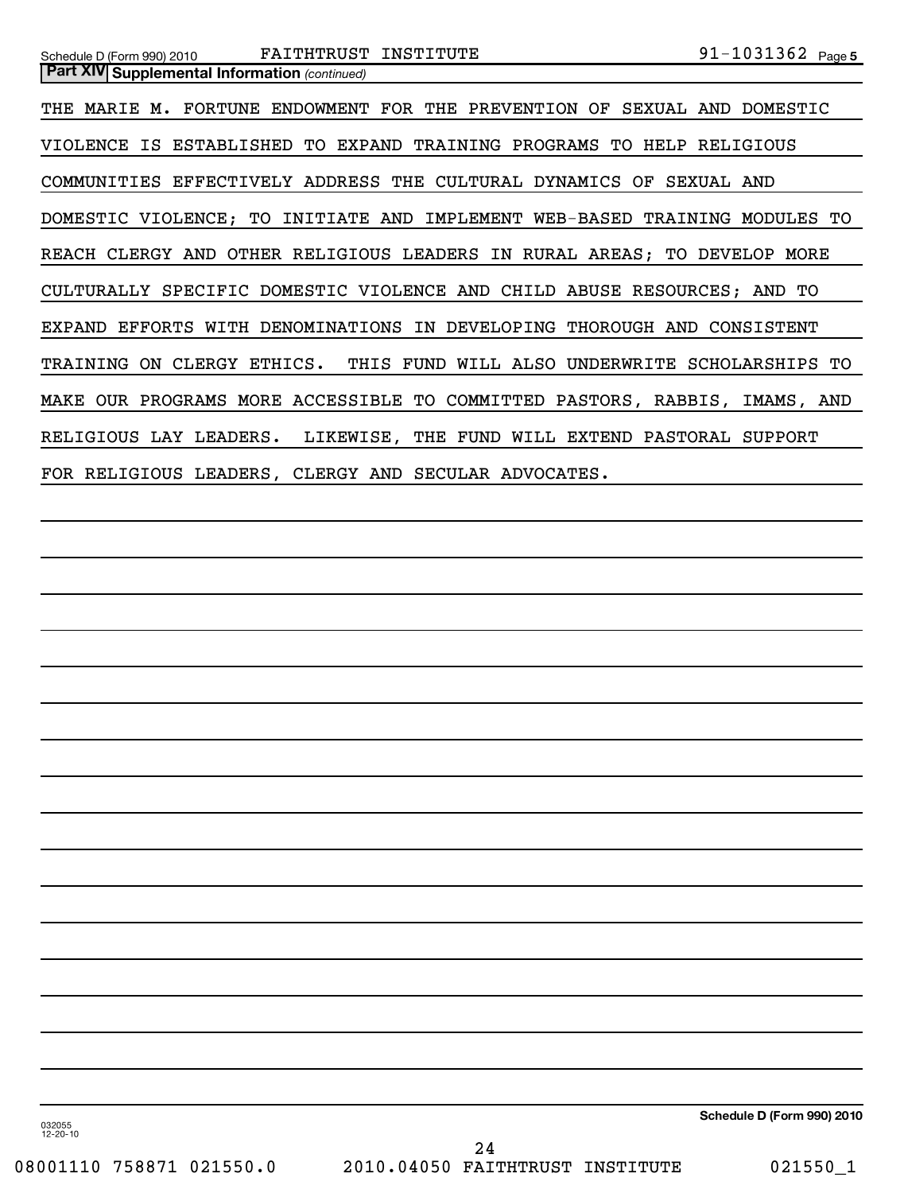**Part XIV Supplemental Information** *(continued)*

THE MARIE M. FORTUNE ENDOWMENT FOR THE PREVENTION OF SEXUAL AND DOMESTIC VIOLENCE IS ESTABLISHED TO EXPAND TRAINING PROGRAMS TO HELP RELIGIOUS COMMUNITIES EFFECTIVELY ADDRESS THE CULTURAL DYNAMICS OF SEXUAL AND DOMESTIC VIOLENCE; TO INITIATE AND IMPLEMENT WEB-BASED TRAINING MODULES TO REACH CLERGY AND OTHER RELIGIOUS LEADERS IN RURAL AREAS; TO DEVELOP MORE CULTURALLY SPECIFIC DOMESTIC VIOLENCE AND CHILD ABUSE RESOURCES; AND TO EXPAND EFFORTS WITH DENOMINATIONS IN DEVELOPING THOROUGH AND CONSISTENT TRAINING ON CLERGY ETHICS. THIS FUND WILL ALSO UNDERWRITE SCHOLARSHIPS TO MAKE OUR PROGRAMS MORE ACCESSIBLE TO COMMITTED PASTORS, RABBIS, IMAMS, AND RELIGIOUS LAY LEADERS. LIKEWISE, THE FUND WILL EXTEND PASTORAL SUPPORT FOR RELIGIOUS LEADERS, CLERGY AND SECULAR ADVOCATES.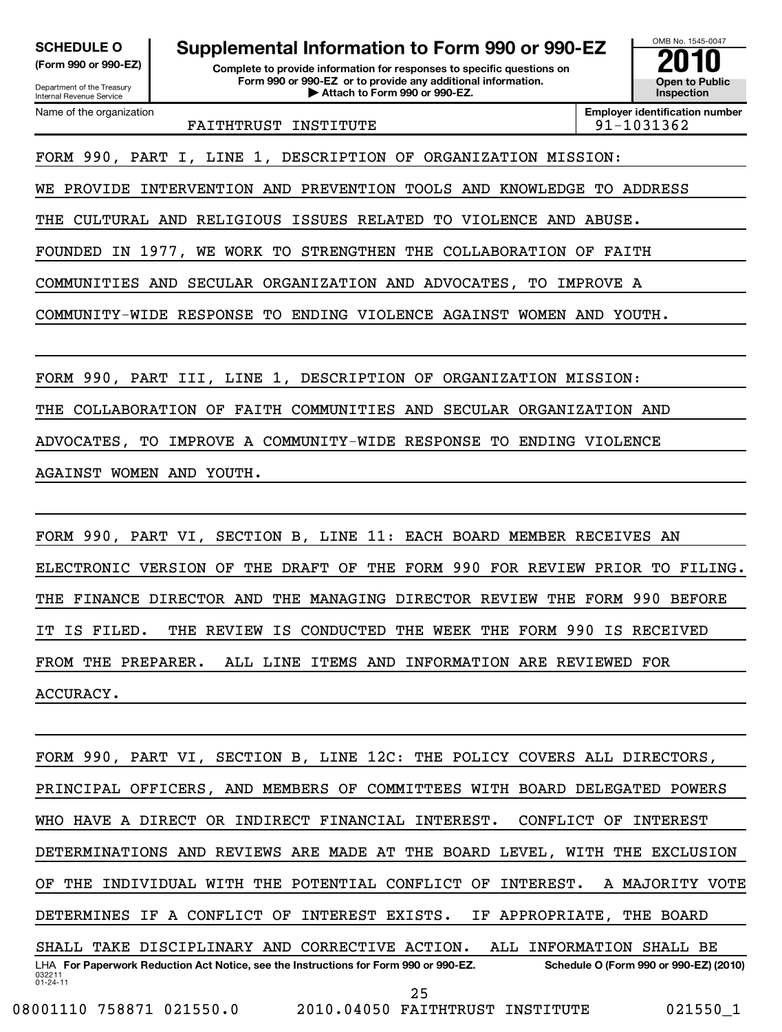**SCHEDULE O**
**(Form 990 or 990-EZ)**

Department of the Treasury
Internal Revenue Service

# Supplemental Information to Form 990 or 990-EZ

**Complete to provide information for responses to specific questions on Form 990 or 990-EZ or to provide any additional information.**
**▶ Attach to Form 990 or 990-EZ.**

OMB No. 1545-0047
**2010**
**Open to Public Inspection**

Name of the organization: FAITHTRUST INSTITUTE

**Employer identification number:** 91-1031362

FORM 990, PART I, LINE 1, DESCRIPTION OF ORGANIZATION MISSION:
WE PROVIDE INTERVENTION AND PREVENTION TOOLS AND KNOWLEDGE TO ADDRESS THE CULTURAL AND RELIGIOUS ISSUES RELATED TO VIOLENCE AND ABUSE. FOUNDED IN 1977, WE WORK TO STRENGTHEN THE COLLABORATION OF FAITH COMMUNITIES AND SECULAR ORGANIZATION AND ADVOCATES, TO IMPROVE A COMMUNITY-WIDE RESPONSE TO ENDING VIOLENCE AGAINST WOMEN AND YOUTH.

FORM 990, PART III, LINE 1, DESCRIPTION OF ORGANIZATION MISSION:
THE COLLABORATION OF FAITH COMMUNITIES AND SECULAR ORGANIZATION AND ADVOCATES, TO IMPROVE A COMMUNITY-WIDE RESPONSE TO ENDING VIOLENCE AGAINST WOMEN AND YOUTH.

FORM 990, PART VI, SECTION B, LINE 11: EACH BOARD MEMBER RECEIVES AN ELECTRONIC VERSION OF THE DRAFT OF THE FORM 990 FOR REVIEW PRIOR TO FILING. THE FINANCE DIRECTOR AND THE MANAGING DIRECTOR REVIEW THE FORM 990 BEFORE IT IS FILED. THE REVIEW IS CONDUCTED THE WEEK THE FORM 990 IS RECEIVED FROM THE PREPARER. ALL LINE ITEMS AND INFORMATION ARE REVIEWED FOR ACCURACY.

FORM 990, PART VI, SECTION B, LINE 12C: THE POLICY COVERS ALL DIRECTORS, PRINCIPAL OFFICERS, AND MEMBERS OF COMMITTEES WITH BOARD DELEGATED POWERS WHO HAVE A DIRECT OR INDIRECT FINANCIAL INTEREST. CONFLICT OF INTEREST DETERMINATIONS AND REVIEWS ARE MADE AT THE BOARD LEVEL, WITH THE EXCLUSION OF THE INDIVIDUAL WITH THE POTENTIAL CONFLICT OF INTEREST. A MAJORITY VOTE DETERMINES IF A CONFLICT OF INTEREST EXISTS. IF APPROPRIATE, THE BOARD SHALL TAKE DISCIPLINARY AND CORRECTIVE ACTION. ALL INFORMATION SHALL BE

LHA **For Paperwork Reduction Act Notice, see the Instructions for Form 990 or 990-EZ.** **Schedule O (Form 990 or 990-EZ) (2010)**

032211
01-24-11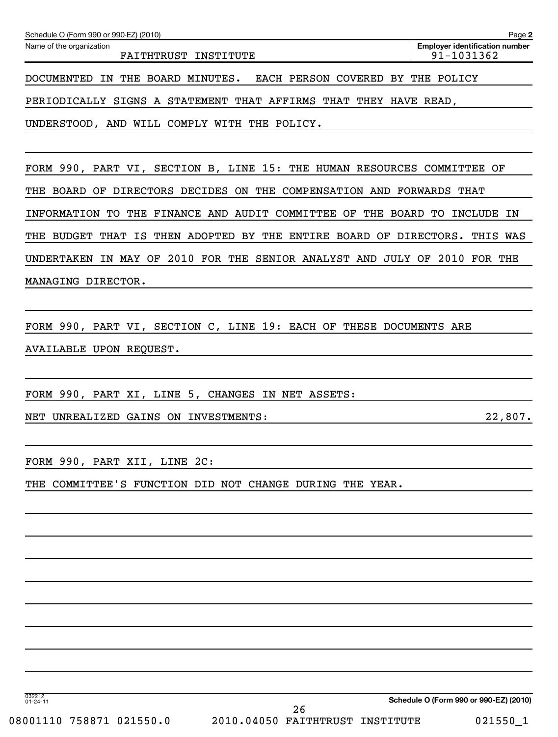Schedule O (Form 990 or 990-EZ) (2010) Page 2

Name of the organization: FAITHTRUST INSTITUTE

Employer identification number: 91-1031362

DOCUMENTED IN THE BOARD MINUTES. EACH PERSON COVERED BY THE POLICY PERIODICALLY SIGNS A STATEMENT THAT AFFIRMS THAT THEY HAVE READ, UNDERSTOOD, AND WILL COMPLY WITH THE POLICY.

FORM 990, PART VI, SECTION B, LINE 15: THE HUMAN RESOURCES COMMITTEE OF THE BOARD OF DIRECTORS DECIDES ON THE COMPENSATION AND FORWARDS THAT INFORMATION TO THE FINANCE AND AUDIT COMMITTEE OF THE BOARD TO INCLUDE IN THE BUDGET THAT IS THEN ADOPTED BY THE ENTIRE BOARD OF DIRECTORS. THIS WAS UNDERTAKEN IN MAY OF 2010 FOR THE SENIOR ANALYST AND JULY OF 2010 FOR THE MANAGING DIRECTOR.

FORM 990, PART VI, SECTION C, LINE 19: EACH OF THESE DOCUMENTS ARE AVAILABLE UPON REQUEST.

FORM 990, PART XI, LINE 5, CHANGES IN NET ASSETS:

NET UNREALIZED GAINS ON INVESTMENTS: 22,807.

FORM 990, PART XII, LINE 2C:

THE COMMITTEE'S FUNCTION DID NOT CHANGE DURING THE YEAR.

Schedule O (Form 990 or 990-EZ) (2010)